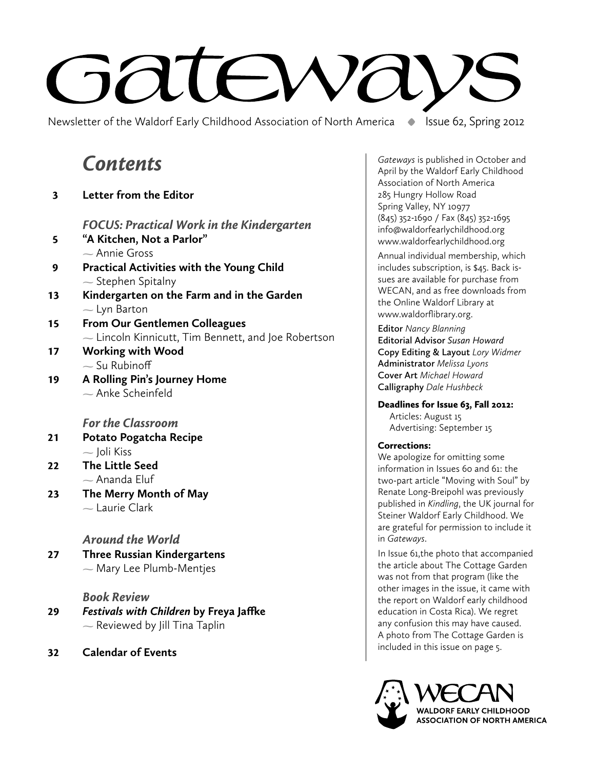# Gateways

Newsletter of the Waldorf Early Childhood Association of North America ◆ Issue 62, Spring 2012

## *Contents*

**3** **Letter from the Editor**

### *FOCUS: Practical Work in the Kindergarten*

**5** **"A Kitchen, Not a Parlor"**
~ Annie Gross

**9** **Practical Activities with the Young Child**
~ Stephen Spitalny

**13** **Kindergarten on the Farm and in the Garden**
~ Lyn Barton

**15** **From Our Gentlemen Colleagues**
~ Lincoln Kinnicutt, Tim Bennett, and Joe Robertson

**17** **Working with Wood**
~ Su Rubinoff

**19** **A Rolling Pin's Journey Home**
~ Anke Scheinfeld

### *For the Classroom*

**21** **Potato Pogatcha Recipe**
~ Joli Kiss

**22** **The Little Seed**
~ Ananda Eluf

**23** **The Merry Month of May**
~ Laurie Clark

### *Around the World*

**27** **Three Russian Kindergartens**
~ Mary Lee Plumb-Mentjes

### *Book Review*

**29** ***Festivals with Children*** **by Freya Jaffke**
~ Reviewed by Jill Tina Taplin

**32** **Calendar of Events**

---

*Gateways* is published in October and April by the Waldorf Early Childhood Association of North America
285 Hungry Hollow Road
Spring Valley, NY 10977
(845) 352-1690 / Fax (845) 352-1695
info@waldorfearlychildhood.org
www.waldorfearlychildhood.org

Annual individual membership, which includes subscription, is $45. Back issues are available for purchase from WECAN, and as free downloads from the Online Waldorf Library at www.waldorflibrary.org.

Editor *Nancy Blanning*
Editorial Advisor *Susan Howard*
Copy Editing & Layout *Lory Widmer*
Administrator *Melissa Lyons*
Cover Art *Michael Howard*
Calligraphy *Dale Hushbeck*

**Deadlines for Issue 63, Fall 2012:**
Articles: August 15
Advertising: September 15

**Corrections:**
We apologize for omitting some information in Issues 60 and 61: the two-part article "Moving with Soul" by Renate Long-Breipohl was previously published in *Kindling*, the UK journal for Steiner Waldorf Early Childhood. We are grateful for permission to include it in *Gateways*.

In Issue 61,the photo that accompanied the article about The Cottage Garden was not from that program (like the other images in the issue, it came with the report on Waldorf early childhood education in Costa Rica). We regret any confusion this may have caused. A photo from The Cottage Garden is included in this issue on page 5.

WECAN
WALDORF EARLY CHILDHOOD ASSOCIATION OF NORTH AMERICA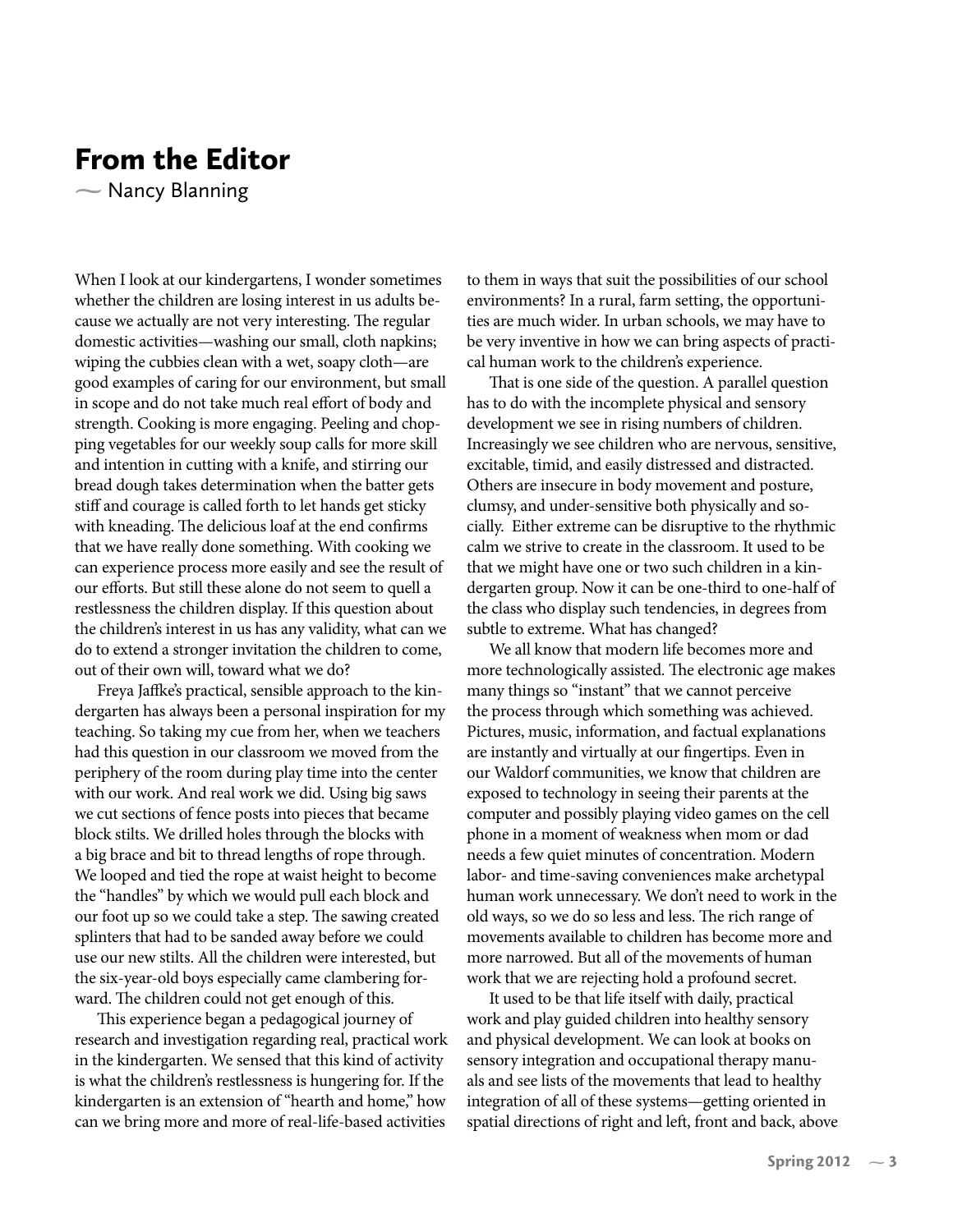# From the Editor

~ Nancy Blanning

When I look at our kindergartens, I wonder sometimes whether the children are losing interest in us adults because we actually are not very interesting. The regular domestic activities—washing our small, cloth napkins; wiping the cubbies clean with a wet, soapy cloth—are good examples of caring for our environment, but small in scope and do not take much real effort of body and strength. Cooking is more engaging. Peeling and chopping vegetables for our weekly soup calls for more skill and intention in cutting with a knife, and stirring our bread dough takes determination when the batter gets stiff and courage is called forth to let hands get sticky with kneading. The delicious loaf at the end confirms that we have really done something. With cooking we can experience process more easily and see the result of our efforts. But still these alone do not seem to quell a restlessness the children display. If this question about the children's interest in us has any validity, what can we do to extend a stronger invitation the children to come, out of their own will, toward what we do?

Freya Jaffke's practical, sensible approach to the kindergarten has always been a personal inspiration for my teaching. So taking my cue from her, when we teachers had this question in our classroom we moved from the periphery of the room during play time into the center with our work. And real work we did. Using big saws we cut sections of fence posts into pieces that became block stilts. We drilled holes through the blocks with a big brace and bit to thread lengths of rope through. We looped and tied the rope at waist height to become the "handles" by which we would pull each block and our foot up so we could take a step. The sawing created splinters that had to be sanded away before we could use our new stilts. All the children were interested, but the six-year-old boys especially came clambering forward. The children could not get enough of this.

This experience began a pedagogical journey of research and investigation regarding real, practical work in the kindergarten. We sensed that this kind of activity is what the children's restlessness is hungering for. If the kindergarten is an extension of "hearth and home," how can we bring more and more of real-life-based activities to them in ways that suit the possibilities of our school environments? In a rural, farm setting, the opportunities are much wider. In urban schools, we may have to be very inventive in how we can bring aspects of practical human work to the children's experience.

That is one side of the question. A parallel question has to do with the incomplete physical and sensory development we see in rising numbers of children. Increasingly we see children who are nervous, sensitive, excitable, timid, and easily distressed and distracted. Others are insecure in body movement and posture, clumsy, and under-sensitive both physically and socially. Either extreme can be disruptive to the rhythmic calm we strive to create in the classroom. It used to be that we might have one or two such children in a kindergarten group. Now it can be one-third to one-half of the class who display such tendencies, in degrees from subtle to extreme. What has changed?

We all know that modern life becomes more and more technologically assisted. The electronic age makes many things so "instant" that we cannot perceive the process through which something was achieved. Pictures, music, information, and factual explanations are instantly and virtually at our fingertips. Even in our Waldorf communities, we know that children are exposed to technology in seeing their parents at the computer and possibly playing video games on the cell phone in a moment of weakness when mom or dad needs a few quiet minutes of concentration. Modern labor- and time-saving conveniences make archetypal human work unnecessary. We don't need to work in the old ways, so we do so less and less. The rich range of movements available to children has become more and more narrowed. But all of the movements of human work that we are rejecting hold a profound secret.

It used to be that life itself with daily, practical work and play guided children into healthy sensory and physical development. We can look at books on sensory integration and occupational therapy manuals and see lists of the movements that lead to healthy integration of all of these systems—getting oriented in spatial directions of right and left, front and back, above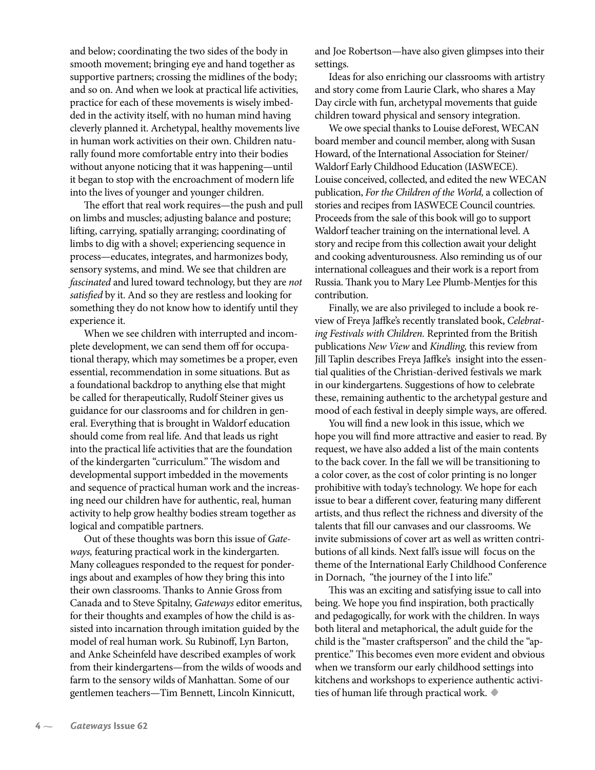and below; coordinating the two sides of the body in smooth movement; bringing eye and hand together as supportive partners; crossing the midlines of the body; and so on. And when we look at practical life activities, practice for each of these movements is wisely imbedded in the activity itself, with no human mind having cleverly planned it. Archetypal, healthy movements live in human work activities on their own. Children naturally found more comfortable entry into their bodies without anyone noticing that it was happening—until it began to stop with the encroachment of modern life into the lives of younger and younger children.

The effort that real work requires—the push and pull on limbs and muscles; adjusting balance and posture; lifting, carrying, spatially arranging; coordinating of limbs to dig with a shovel; experiencing sequence in process—educates, integrates, and harmonizes body, sensory systems, and mind. We see that children are *fascinated* and lured toward technology, but they are *not satisfied* by it. And so they are restless and looking for something they do not know how to identify until they experience it.

When we see children with interrupted and incomplete development, we can send them off for occupational therapy, which may sometimes be a proper, even essential, recommendation in some situations. But as a foundational backdrop to anything else that might be called for therapeutically, Rudolf Steiner gives us guidance for our classrooms and for children in general. Everything that is brought in Waldorf education should come from real life. And that leads us right into the practical life activities that are the foundation of the kindergarten "curriculum." The wisdom and developmental support imbedded in the movements and sequence of practical human work and the increasing need our children have for authentic, real, human activity to help grow healthy bodies stream together as logical and compatible partners.

Out of these thoughts was born this issue of *Gateways,* featuring practical work in the kindergarten. Many colleagues responded to the request for ponderings about and examples of how they bring this into their own classrooms. Thanks to Annie Gross from Canada and to Steve Spitalny, *Gateways* editor emeritus, for their thoughts and examples of how the child is assisted into incarnation through imitation guided by the model of real human work. Su Rubinoff, Lyn Barton, and Anke Scheinfeld have described examples of work from their kindergartens—from the wilds of woods and farm to the sensory wilds of Manhattan. Some of our gentlemen teachers—Tim Bennett, Lincoln Kinnicutt, and Joe Robertson—have also given glimpses into their settings.

Ideas for also enriching our classrooms with artistry and story come from Laurie Clark, who shares a May Day circle with fun, archetypal movements that guide children toward physical and sensory integration.

We owe special thanks to Louise deForest, WECAN board member and council member, along with Susan Howard, of the International Association for Steiner/Waldorf Early Childhood Education (IASWECE). Louise conceived, collected, and edited the new WECAN publication, *For the Children of the World,* a collection of stories and recipes from IASWECE Council countries. Proceeds from the sale of this book will go to support Waldorf teacher training on the international level. A story and recipe from this collection await your delight and cooking adventurousness. Also reminding us of our international colleagues and their work is a report from Russia. Thank you to Mary Lee Plumb-Mentjes for this contribution.

Finally, we are also privileged to include a book review of Freya Jaffke's recently translated book, *Celebrating Festivals with Children.* Reprinted from the British publications *New View* and *Kindling,* this review from Jill Taplin describes Freya Jaffke's insight into the essential qualities of the Christian-derived festivals we mark in our kindergartens. Suggestions of how to celebrate these, remaining authentic to the archetypal gesture and mood of each festival in deeply simple ways, are offered.

You will find a new look in this issue, which we hope you will find more attractive and easier to read. By request, we have also added a list of the main contents to the back cover. In the fall we will be transitioning to a color cover, as the cost of color printing is no longer prohibitive with today's technology. We hope for each issue to bear a different cover, featuring many different artists, and thus reflect the richness and diversity of the talents that fill our canvases and our classrooms. We invite submissions of cover art as well as written contributions of all kinds. Next fall's issue will focus on the theme of the International Early Childhood Conference in Dornach, "the journey of the I into life."

This was an exciting and satisfying issue to call into being. We hope you find inspiration, both practically and pedagogically, for work with the children. In ways both literal and metaphorical, the adult guide for the child is the "master craftsperson" and the child the "apprentice." This becomes even more evident and obvious when we transform our early childhood settings into kitchens and workshops to experience authentic activities of human life through practical work. ◆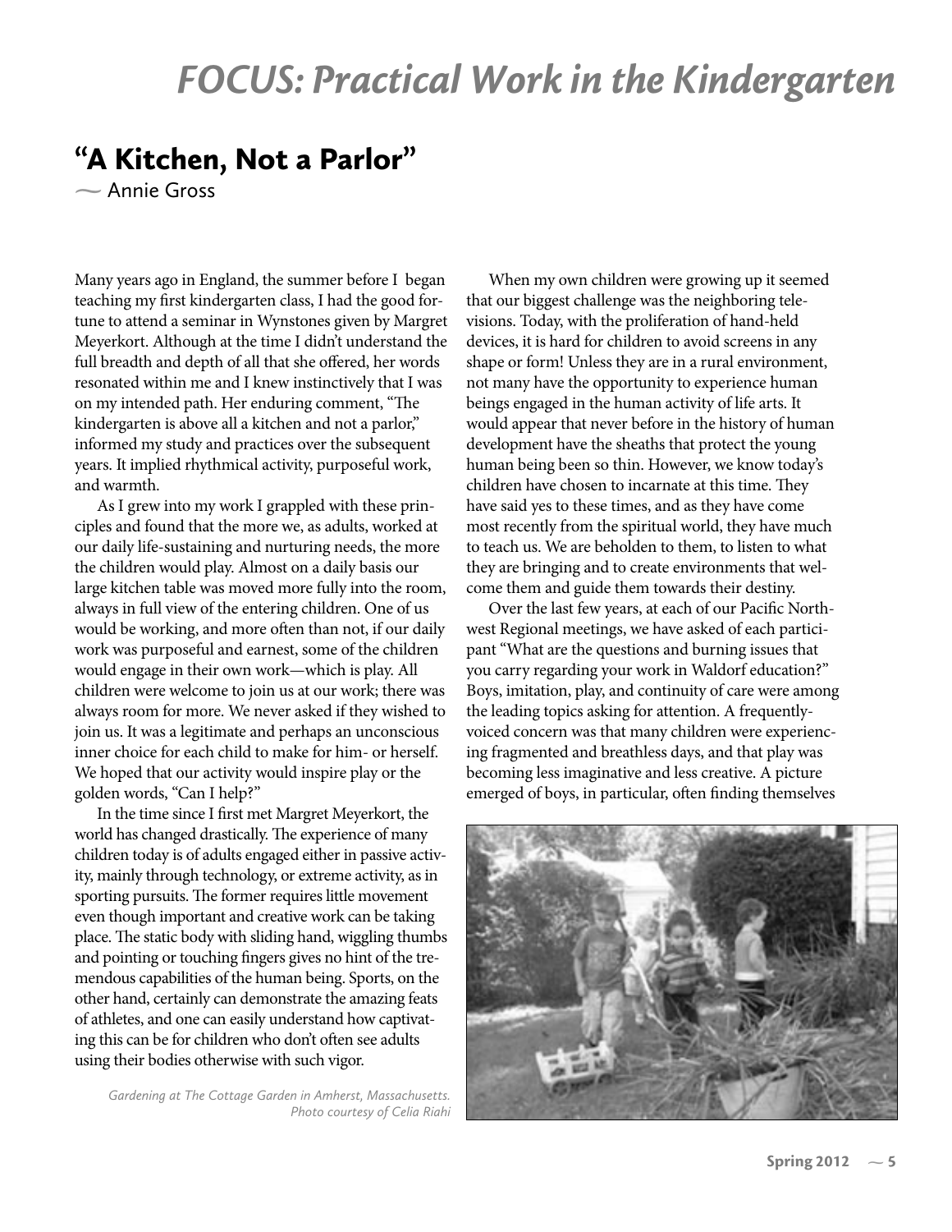# FOCUS: Practical Work in the Kindergarten

## "A Kitchen, Not a Parlor"

~ Annie Gross

Many years ago in England, the summer before I began teaching my first kindergarten class, I had the good fortune to attend a seminar in Wynstones given by Margret Meyerkort. Although at the time I didn't understand the full breadth and depth of all that she offered, her words resonated within me and I knew instinctively that I was on my intended path. Her enduring comment, "The kindergarten is above all a kitchen and not a parlor," informed my study and practices over the subsequent years. It implied rhythmical activity, purposeful work, and warmth.

As I grew into my work I grappled with these principles and found that the more we, as adults, worked at our daily life-sustaining and nurturing needs, the more the children would play. Almost on a daily basis our large kitchen table was moved more fully into the room, always in full view of the entering children. One of us would be working, and more often than not, if our daily work was purposeful and earnest, some of the children would engage in their own work—which is play. All children were welcome to join us at our work; there was always room for more. We never asked if they wished to join us. It was a legitimate and perhaps an unconscious inner choice for each child to make for him- or herself. We hoped that our activity would inspire play or the golden words, "Can I help?"

In the time since I first met Margret Meyerkort, the world has changed drastically. The experience of many children today is of adults engaged either in passive activity, mainly through technology, or extreme activity, as in sporting pursuits. The former requires little movement even though important and creative work can be taking place. The static body with sliding hand, wiggling thumbs and pointing or touching fingers gives no hint of the tremendous capabilities of the human being. Sports, on the other hand, certainly can demonstrate the amazing feats of athletes, and one can easily understand how captivating this can be for children who don't often see adults using their bodies otherwise with such vigor.

When my own children were growing up it seemed that our biggest challenge was the neighboring televisions. Today, with the proliferation of hand-held devices, it is hard for children to avoid screens in any shape or form! Unless they are in a rural environment, not many have the opportunity to experience human beings engaged in the human activity of life arts. It would appear that never before in the history of human development have the sheaths that protect the young human being been so thin. However, we know today's children have chosen to incarnate at this time. They have said yes to these times, and as they have come most recently from the spiritual world, they have much to teach us. We are beholden to them, to listen to what they are bringing and to create environments that welcome them and guide them towards their destiny.

Over the last few years, at each of our Pacific Northwest Regional meetings, we have asked of each participant "What are the questions and burning issues that you carry regarding your work in Waldorf education?" Boys, imitation, play, and continuity of care were among the leading topics asking for attention. A frequently-voiced concern was that many children were experiencing fragmented and breathless days, and that play was becoming less imaginative and less creative. A picture emerged of boys, in particular, often finding themselves

*Gardening at The Cottage Garden in Amherst, Massachusetts. Photo courtesy of Celia Riahi*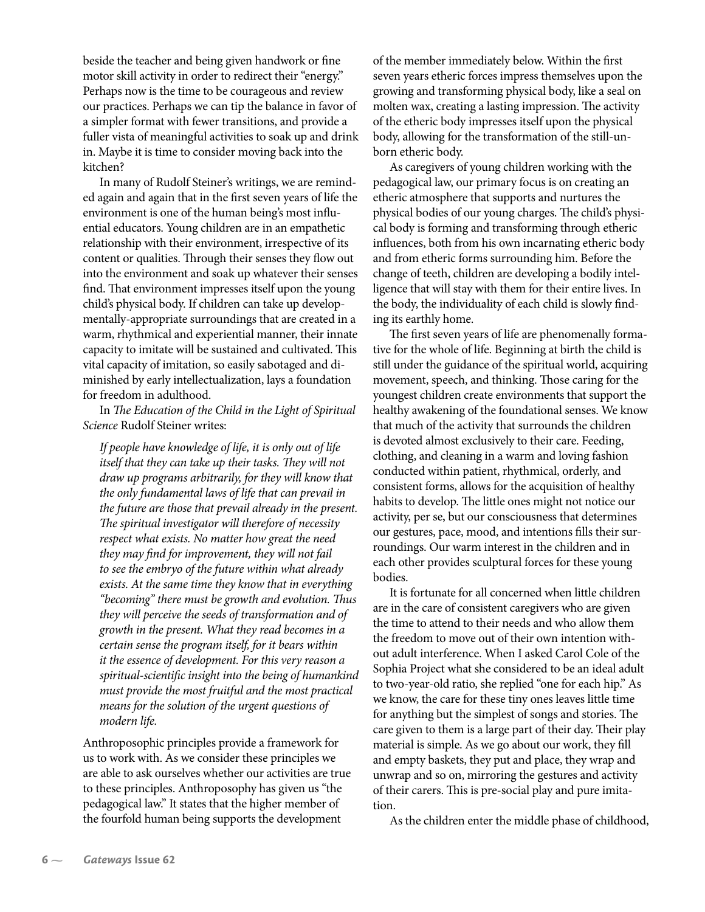beside the teacher and being given handwork or fine motor skill activity in order to redirect their "energy." Perhaps now is the time to be courageous and review our practices. Perhaps we can tip the balance in favor of a simpler format with fewer transitions, and provide a fuller vista of meaningful activities to soak up and drink in. Maybe it is time to consider moving back into the kitchen?

In many of Rudolf Steiner's writings, we are reminded again and again that in the first seven years of life the environment is one of the human being's most influential educators. Young children are in an empathetic relationship with their environment, irrespective of its content or qualities. Through their senses they flow out into the environment and soak up whatever their senses find. That environment impresses itself upon the young child's physical body. If children can take up developmentally-appropriate surroundings that are created in a warm, rhythmical and experiential manner, their innate capacity to imitate will be sustained and cultivated. This vital capacity of imitation, so easily sabotaged and diminished by early intellectualization, lays a foundation for freedom in adulthood.

In *The Education of the Child in the Light of Spiritual Science* Rudolf Steiner writes:

> *If people have knowledge of life, it is only out of life itself that they can take up their tasks. They will not draw up programs arbitrarily, for they will know that the only fundamental laws of life that can prevail in the future are those that prevail already in the present. The spiritual investigator will therefore of necessity respect what exists. No matter how great the need they may find for improvement, they will not fail to see the embryo of the future within what already exists. At the same time they know that in everything "becoming" there must be growth and evolution. Thus they will perceive the seeds of transformation and of growth in the present. What they read becomes in a certain sense the program itself, for it bears within it the essence of development. For this very reason a spiritual-scientific insight into the being of humankind must provide the most fruitful and the most practical means for the solution of the urgent questions of modern life.*

Anthroposophic principles provide a framework for us to work with. As we consider these principles we are able to ask ourselves whether our activities are true to these principles. Anthroposophy has given us "the pedagogical law." It states that the higher member of the fourfold human being supports the development of the member immediately below. Within the first seven years etheric forces impress themselves upon the growing and transforming physical body, like a seal on molten wax, creating a lasting impression. The activity of the etheric body impresses itself upon the physical body, allowing for the transformation of the still-unborn etheric body.

As caregivers of young children working with the pedagogical law, our primary focus is on creating an etheric atmosphere that supports and nurtures the physical bodies of our young charges. The child's physical body is forming and transforming through etheric influences, both from his own incarnating etheric body and from etheric forms surrounding him. Before the change of teeth, children are developing a bodily intelligence that will stay with them for their entire lives. In the body, the individuality of each child is slowly finding its earthly home.

The first seven years of life are phenomenally formative for the whole of life. Beginning at birth the child is still under the guidance of the spiritual world, acquiring movement, speech, and thinking. Those caring for the youngest children create environments that support the healthy awakening of the foundational senses. We know that much of the activity that surrounds the children is devoted almost exclusively to their care. Feeding, clothing, and cleaning in a warm and loving fashion conducted within patient, rhythmical, orderly, and consistent forms, allows for the acquisition of healthy habits to develop. The little ones might not notice our activity, per se, but our consciousness that determines our gestures, pace, mood, and intentions fills their surroundings. Our warm interest in the children and in each other provides sculptural forces for these young bodies.

It is fortunate for all concerned when little children are in the care of consistent caregivers who are given the time to attend to their needs and who allow them the freedom to move out of their own intention without adult interference. When I asked Carol Cole of the Sophia Project what she considered to be an ideal adult to two-year-old ratio, she replied "one for each hip." As we know, the care for these tiny ones leaves little time for anything but the simplest of songs and stories. The care given to them is a large part of their day. Their play material is simple. As we go about our work, they fill and empty baskets, they put and place, they wrap and unwrap and so on, mirroring the gestures and activity of their carers. This is pre-social play and pure imitation.

As the children enter the middle phase of childhood,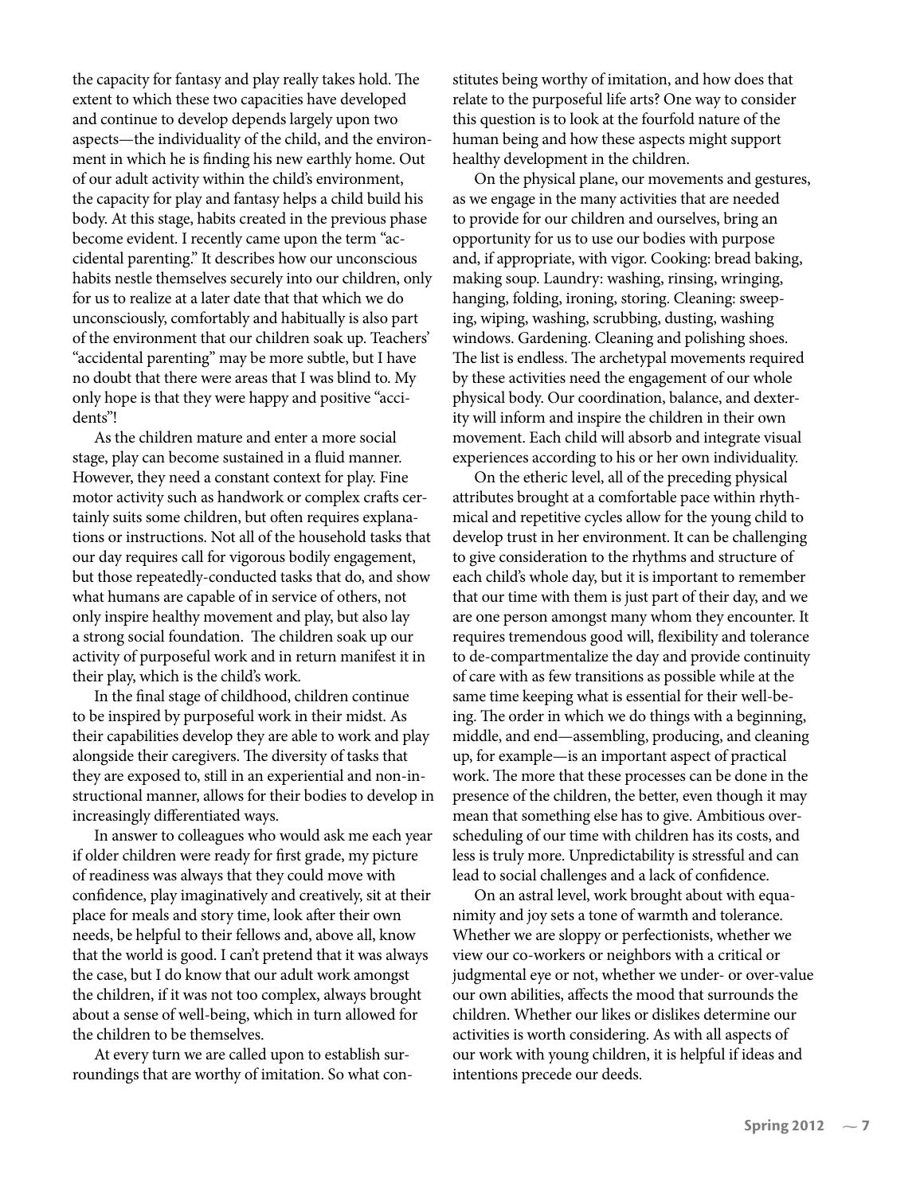the capacity for fantasy and play really takes hold. The extent to which these two capacities have developed and continue to develop depends largely upon two aspects—the individuality of the child, and the environment in which he is finding his new earthly home. Out of our adult activity within the child's environment, the capacity for play and fantasy helps a child build his body. At this stage, habits created in the previous phase become evident. I recently came upon the term "accidental parenting." It describes how our unconscious habits nestle themselves securely into our children, only for us to realize at a later date that that which we do unconsciously, comfortably and habitually is also part of the environment that our children soak up. Teachers' "accidental parenting" may be more subtle, but I have no doubt that there were areas that I was blind to. My only hope is that they were happy and positive "accidents"!

As the children mature and enter a more social stage, play can become sustained in a fluid manner. However, they need a constant context for play. Fine motor activity such as handwork or complex crafts certainly suits some children, but often requires explanations or instructions. Not all of the household tasks that our day requires call for vigorous bodily engagement, but those repeatedly-conducted tasks that do, and show what humans are capable of in service of others, not only inspire healthy movement and play, but also lay a strong social foundation. The children soak up our activity of purposeful work and in return manifest it in their play, which is the child's work.

In the final stage of childhood, children continue to be inspired by purposeful work in their midst. As their capabilities develop they are able to work and play alongside their caregivers. The diversity of tasks that they are exposed to, still in an experiential and non-instructional manner, allows for their bodies to develop in increasingly differentiated ways.

In answer to colleagues who would ask me each year if older children were ready for first grade, my picture of readiness was always that they could move with confidence, play imaginatively and creatively, sit at their place for meals and story time, look after their own needs, be helpful to their fellows and, above all, know that the world is good. I can't pretend that it was always the case, but I do know that our adult work amongst the children, if it was not too complex, always brought about a sense of well-being, which in turn allowed for the children to be themselves.

At every turn we are called upon to establish surroundings that are worthy of imitation. So what constitutes being worthy of imitation, and how does that relate to the purposeful life arts? One way to consider this question is to look at the fourfold nature of the human being and how these aspects might support healthy development in the children.

On the physical plane, our movements and gestures, as we engage in the many activities that are needed to provide for our children and ourselves, bring an opportunity for us to use our bodies with purpose and, if appropriate, with vigor. Cooking: bread baking, making soup. Laundry: washing, rinsing, wringing, hanging, folding, ironing, storing. Cleaning: sweeping, wiping, washing, scrubbing, dusting, washing windows. Gardening. Cleaning and polishing shoes. The list is endless. The archetypal movements required by these activities need the engagement of our whole physical body. Our coordination, balance, and dexterity will inform and inspire the children in their own movement. Each child will absorb and integrate visual experiences according to his or her own individuality.

On the etheric level, all of the preceding physical attributes brought at a comfortable pace within rhythmical and repetitive cycles allow for the young child to develop trust in her environment. It can be challenging to give consideration to the rhythms and structure of each child's whole day, but it is important to remember that our time with them is just part of their day, and we are one person amongst many whom they encounter. It requires tremendous good will, flexibility and tolerance to de-compartmentalize the day and provide continuity of care with as few transitions as possible while at the same time keeping what is essential for their well-being. The order in which we do things with a beginning, middle, and end—assembling, producing, and cleaning up, for example—is an important aspect of practical work. The more that these processes can be done in the presence of the children, the better, even though it may mean that something else has to give. Ambitious over-scheduling of our time with children has its costs, and less is truly more. Unpredictability is stressful and can lead to social challenges and a lack of confidence.

On an astral level, work brought about with equanimity and joy sets a tone of warmth and tolerance. Whether we are sloppy or perfectionists, whether we view our co-workers or neighbors with a critical or judgmental eye or not, whether we under- or over-value our own abilities, affects the mood that surrounds the children. Whether our likes or dislikes determine our activities is worth considering. As with all aspects of our work with young children, it is helpful if ideas and intentions precede our deeds.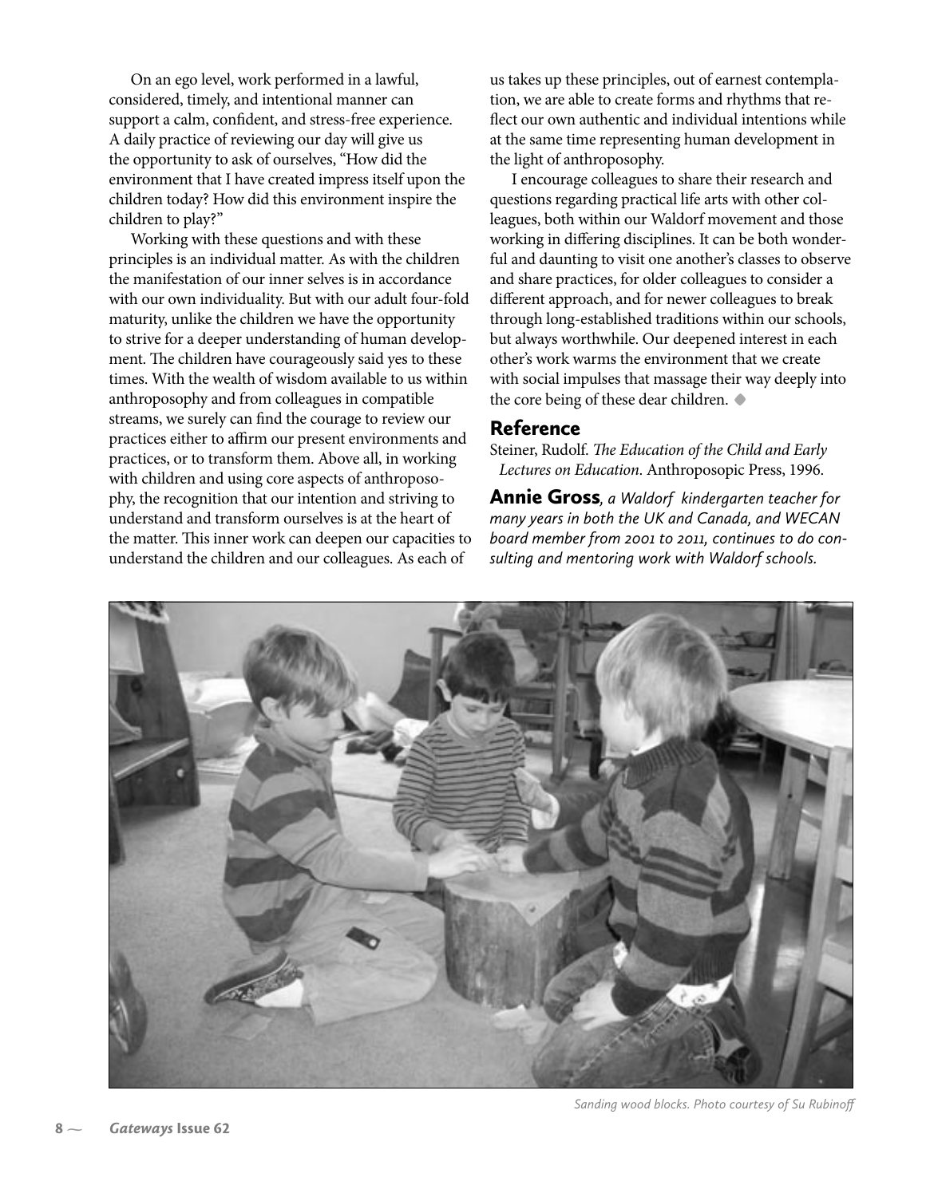On an ego level, work performed in a lawful, considered, timely, and intentional manner can support a calm, confident, and stress-free experience. A daily practice of reviewing our day will give us the opportunity to ask of ourselves, "How did the environment that I have created impress itself upon the children today? How did this environment inspire the children to play?"

Working with these questions and with these principles is an individual matter. As with the children the manifestation of our inner selves is in accordance with our own individuality. But with our adult four-fold maturity, unlike the children we have the opportunity to strive for a deeper understanding of human development. The children have courageously said yes to these times. With the wealth of wisdom available to us within anthroposophy and from colleagues in compatible streams, we surely can find the courage to review our practices either to affirm our present environments and practices, or to transform them. Above all, in working with children and using core aspects of anthroposophy, the recognition that our intention and striving to understand and transform ourselves is at the heart of the matter. This inner work can deepen our capacities to understand the children and our colleagues. As each of us takes up these principles, out of earnest contemplation, we are able to create forms and rhythms that reflect our own authentic and individual intentions while at the same time representing human development in the light of anthroposophy.

I encourage colleagues to share their research and questions regarding practical life arts with other colleagues, both within our Waldorf movement and those working in differing disciplines. It can be both wonderful and daunting to visit one another's classes to observe and share practices, for older colleagues to consider a different approach, and for newer colleagues to break through long-established traditions within our schools, but always worthwhile. Our deepened interest in each other's work warms the environment that we create with social impulses that massage their way deeply into the core being of these dear children. ◆

## Reference

Steiner, Rudolf. *The Education of the Child and Early Lectures on Education.* Anthroposopic Press, 1996.

**Annie Gross**, *a Waldorf kindergarten teacher for many years in both the UK and Canada, and WECAN board member from 2001 to 2011, continues to do consulting and mentoring work with Waldorf schools.*

*Sanding wood blocks. Photo courtesy of Su Rubinoff*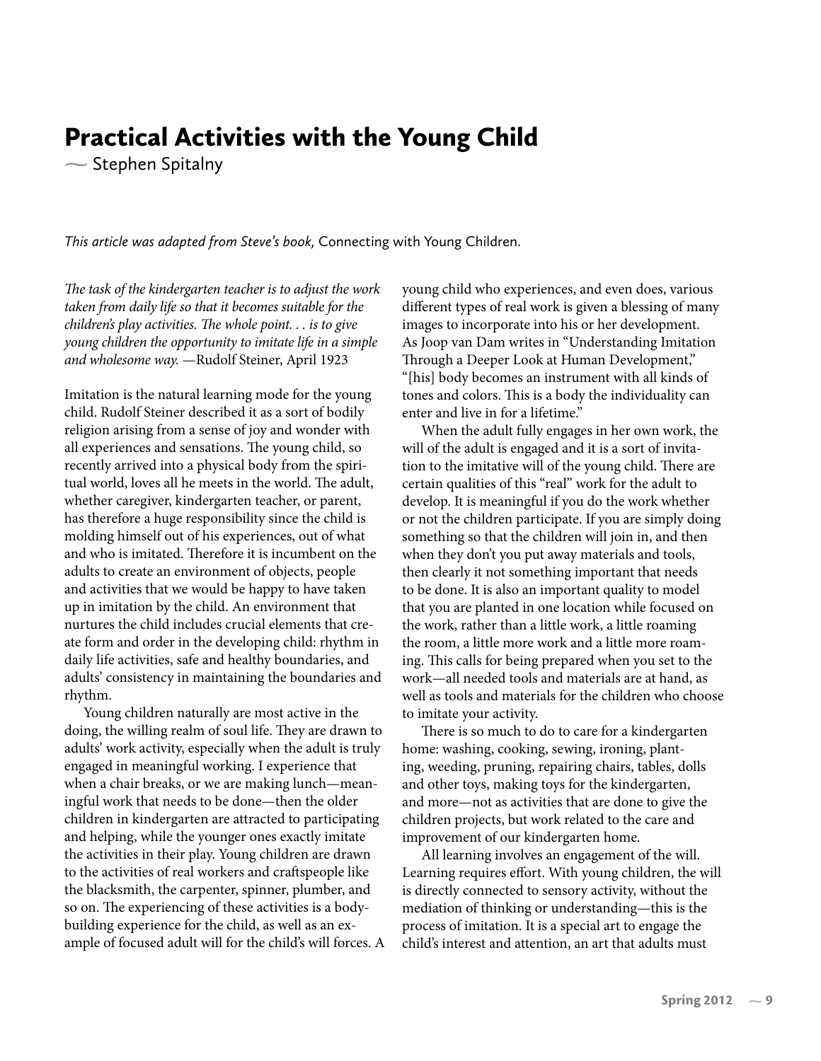# Practical Activities with the Young Child

— Stephen Spitalny

*This article was adapted from Steve's book,* Connecting with Young Children.

*The task of the kindergarten teacher is to adjust the work taken from daily life so that it becomes suitable for the children's play activities. The whole point. . . is to give young children the opportunity to imitate life in a simple and wholesome way.* —Rudolf Steiner, April 1923

Imitation is the natural learning mode for the young child. Rudolf Steiner described it as a sort of bodily religion arising from a sense of joy and wonder with all experiences and sensations. The young child, so recently arrived into a physical body from the spiritual world, loves all he meets in the world. The adult, whether caregiver, kindergarten teacher, or parent, has therefore a huge responsibility since the child is molding himself out of his experiences, out of what and who is imitated. Therefore it is incumbent on the adults to create an environment of objects, people and activities that we would be happy to have taken up in imitation by the child. An environment that nurtures the child includes crucial elements that create form and order in the developing child: rhythm in daily life activities, safe and healthy boundaries, and adults' consistency in maintaining the boundaries and rhythm.

Young children naturally are most active in the doing, the willing realm of soul life. They are drawn to adults' work activity, especially when the adult is truly engaged in meaningful working. I experience that when a chair breaks, or we are making lunch—meaningful work that needs to be done—then the older children in kindergarten are attracted to participating and helping, while the younger ones exactly imitate the activities in their play. Young children are drawn to the activities of real workers and craftspeople like the blacksmith, the carpenter, spinner, plumber, and so on. The experiencing of these activities is a body-building experience for the child, as well as an example of focused adult will for the child's will forces. A young child who experiences, and even does, various different types of real work is given a blessing of many images to incorporate into his or her development. As Joop van Dam writes in "Understanding Imitation Through a Deeper Look at Human Development," "[his] body becomes an instrument with all kinds of tones and colors. This is a body the individuality can enter and live in for a lifetime."

When the adult fully engages in her own work, the will of the adult is engaged and it is a sort of invitation to the imitative will of the young child. There are certain qualities of this "real" work for the adult to develop. It is meaningful if you do the work whether or not the children participate. If you are simply doing something so that the children will join in, and then when they don't you put away materials and tools, then clearly it not something important that needs to be done. It is also an important quality to model that you are planted in one location while focused on the work, rather than a little work, a little roaming the room, a little more work and a little more roaming. This calls for being prepared when you set to the work—all needed tools and materials are at hand, as well as tools and materials for the children who choose to imitate your activity.

There is so much to do to care for a kindergarten home: washing, cooking, sewing, ironing, planting, weeding, pruning, repairing chairs, tables, dolls and other toys, making toys for the kindergarten, and more—not as activities that are done to give the children projects, but work related to the care and improvement of our kindergarten home.

All learning involves an engagement of the will. Learning requires effort. With young children, the will is directly connected to sensory activity, without the mediation of thinking or understanding—this is the process of imitation. It is a special art to engage the child's interest and attention, an art that adults must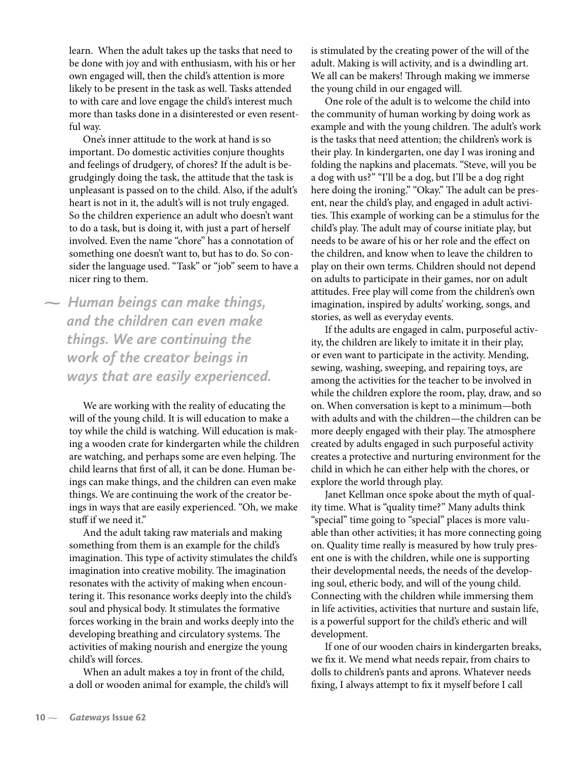learn. When the adult takes up the tasks that need to be done with joy and with enthusiasm, with his or her own engaged will, then the child's attention is more likely to be present in the task as well. Tasks attended to with care and love engage the child's interest much more than tasks done in a disinterested or even resentful way.

One's inner attitude to the work at hand is so important. Do domestic activities conjure thoughts and feelings of drudgery, of chores? If the adult is begrudgingly doing the task, the attitude that the task is unpleasant is passed on to the child. Also, if the adult's heart is not in it, the adult's will is not truly engaged. So the children experience an adult who doesn't want to do a task, but is doing it, with just a part of herself involved. Even the name "chore" has a connotation of something one doesn't want to, but has to do. So consider the language used. "Task" or "job" seem to have a nicer ring to them.

> *Human beings can make things, and the children can even make things. We are continuing the work of the creator beings in ways that are easily experienced.*

We are working with the reality of educating the will of the young child. It is will education to make a toy while the child is watching. Will education is making a wooden crate for kindergarten while the children are watching, and perhaps some are even helping. The child learns that first of all, it can be done. Human beings can make things, and the children can even make things. We are continuing the work of the creator beings in ways that are easily experienced. "Oh, we make stuff if we need it."

And the adult taking raw materials and making something from them is an example for the child's imagination. This type of activity stimulates the child's imagination into creative mobility. The imagination resonates with the activity of making when encountering it. This resonance works deeply into the child's soul and physical body. It stimulates the formative forces working in the brain and works deeply into the developing breathing and circulatory systems. The activities of making nourish and energize the young child's will forces.

When an adult makes a toy in front of the child, a doll or wooden animal for example, the child's will is stimulated by the creating power of the will of the adult. Making is will activity, and is a dwindling art. We all can be makers! Through making we immerse the young child in our engaged will.

One role of the adult is to welcome the child into the community of human working by doing work as example and with the young children. The adult's work is the tasks that need attention; the children's work is their play. In kindergarten, one day I was ironing and folding the napkins and placemats. "Steve, will you be a dog with us?" "I'll be a dog, but I'll be a dog right here doing the ironing." "Okay." The adult can be present, near the child's play, and engaged in adult activities. This example of working can be a stimulus for the child's play. The adult may of course initiate play, but needs to be aware of his or her role and the effect on the children, and know when to leave the children to play on their own terms. Children should not depend on adults to participate in their games, nor on adult attitudes. Free play will come from the children's own imagination, inspired by adults' working, songs, and stories, as well as everyday events.

If the adults are engaged in calm, purposeful activity, the children are likely to imitate it in their play, or even want to participate in the activity. Mending, sewing, washing, sweeping, and repairing toys, are among the activities for the teacher to be involved in while the children explore the room, play, draw, and so on. When conversation is kept to a minimum—both with adults and with the children—the children can be more deeply engaged with their play. The atmosphere created by adults engaged in such purposeful activity creates a protective and nurturing environment for the child in which he can either help with the chores, or explore the world through play.

Janet Kellman once spoke about the myth of quality time. What is "quality time?" Many adults think "special" time going to "special" places is more valuable than other activities; it has more connecting going on. Quality time really is measured by how truly present one is with the children, while one is supporting their developmental needs, the needs of the developing soul, etheric body, and will of the young child. Connecting with the children while immersing them in life activities, activities that nurture and sustain life, is a powerful support for the child's etheric and will development.

If one of our wooden chairs in kindergarten breaks, we fix it. We mend what needs repair, from chairs to dolls to children's pants and aprons. Whatever needs fixing, I always attempt to fix it myself before I call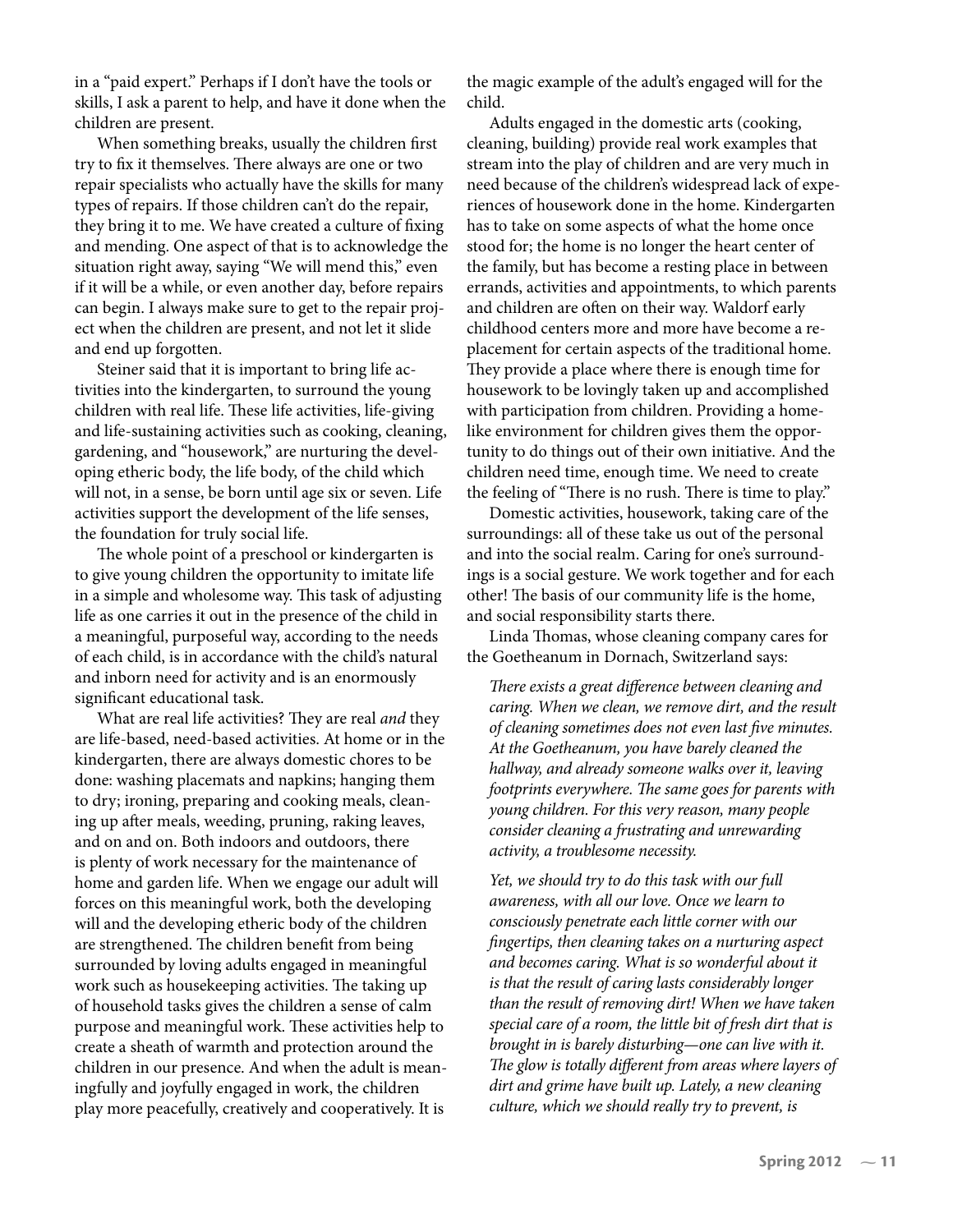in a "paid expert." Perhaps if I don't have the tools or skills, I ask a parent to help, and have it done when the children are present.

When something breaks, usually the children first try to fix it themselves. There always are one or two repair specialists who actually have the skills for many types of repairs. If those children can't do the repair, they bring it to me. We have created a culture of fixing and mending. One aspect of that is to acknowledge the situation right away, saying "We will mend this," even if it will be a while, or even another day, before repairs can begin. I always make sure to get to the repair project when the children are present, and not let it slide and end up forgotten.

Steiner said that it is important to bring life activities into the kindergarten, to surround the young children with real life. These life activities, life-giving and life-sustaining activities such as cooking, cleaning, gardening, and "housework," are nurturing the developing etheric body, the life body, of the child which will not, in a sense, be born until age six or seven. Life activities support the development of the life senses, the foundation for truly social life.

The whole point of a preschool or kindergarten is to give young children the opportunity to imitate life in a simple and wholesome way. This task of adjusting life as one carries it out in the presence of the child in a meaningful, purposeful way, according to the needs of each child, is in accordance with the child's natural and inborn need for activity and is an enormously significant educational task.

What are real life activities? They are real *and* they are life-based, need-based activities. At home or in the kindergarten, there are always domestic chores to be done: washing placemats and napkins; hanging them to dry; ironing, preparing and cooking meals, cleaning up after meals, weeding, pruning, raking leaves, and on and on. Both indoors and outdoors, there is plenty of work necessary for the maintenance of home and garden life. When we engage our adult will forces on this meaningful work, both the developing will and the developing etheric body of the children are strengthened. The children benefit from being surrounded by loving adults engaged in meaningful work such as housekeeping activities. The taking up of household tasks gives the children a sense of calm purpose and meaningful work. These activities help to create a sheath of warmth and protection around the children in our presence. And when the adult is meaningfully and joyfully engaged in work, the children play more peacefully, creatively and cooperatively. It is the magic example of the adult's engaged will for the child.

Adults engaged in the domestic arts (cooking, cleaning, building) provide real work examples that stream into the play of children and are very much in need because of the children's widespread lack of experiences of housework done in the home. Kindergarten has to take on some aspects of what the home once stood for; the home is no longer the heart center of the family, but has become a resting place in between errands, activities and appointments, to which parents and children are often on their way. Waldorf early childhood centers more and more have become a replacement for certain aspects of the traditional home. They provide a place where there is enough time for housework to be lovingly taken up and accomplished with participation from children. Providing a home-like environment for children gives them the opportunity to do things out of their own initiative. And the children need time, enough time. We need to create the feeling of "There is no rush. There is time to play."

Domestic activities, housework, taking care of the surroundings: all of these take us out of the personal and into the social realm. Caring for one's surroundings is a social gesture. We work together and for each other! The basis of our community life is the home, and social responsibility starts there.

Linda Thomas, whose cleaning company cares for the Goetheanum in Dornach, Switzerland says:

> *There exists a great difference between cleaning and caring. When we clean, we remove dirt, and the result of cleaning sometimes does not even last five minutes. At the Goetheanum, you have barely cleaned the hallway, and already someone walks over it, leaving footprints everywhere. The same goes for parents with young children. For this very reason, many people consider cleaning a frustrating and unrewarding activity, a troublesome necessity.*
>
> *Yet, we should try to do this task with our full awareness, with all our love. Once we learn to consciously penetrate each little corner with our fingertips, then cleaning takes on a nurturing aspect and becomes caring. What is so wonderful about it is that the result of caring lasts considerably longer than the result of removing dirt! When we have taken special care of a room, the little bit of fresh dirt that is brought in is barely disturbing—one can live with it. The glow is totally different from areas where layers of dirt and grime have built up. Lately, a new cleaning culture, which we should really try to prevent, is*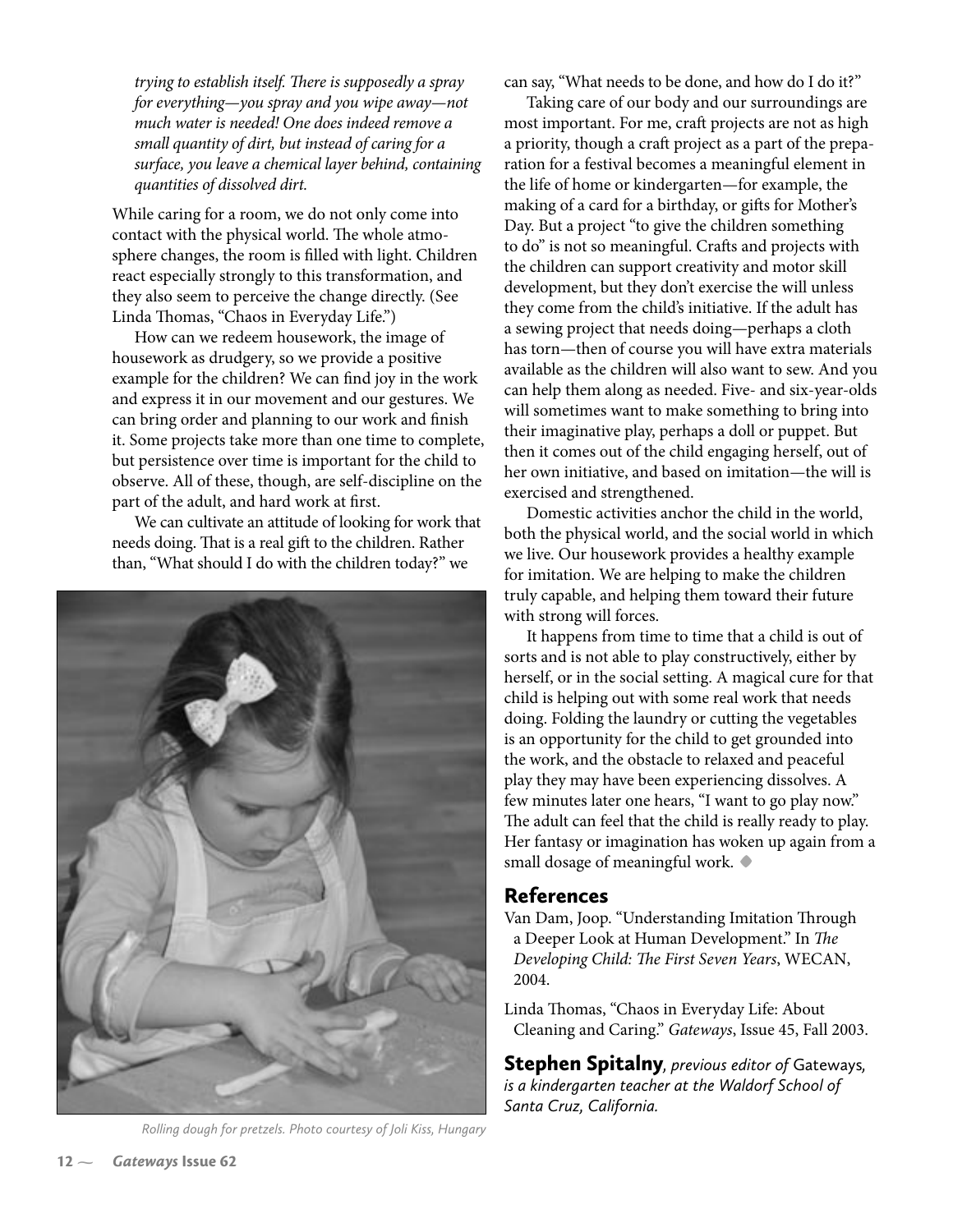*trying to establish itself. There is supposedly a spray for everything—you spray and you wipe away—not much water is needed! One does indeed remove a small quantity of dirt, but instead of caring for a surface, you leave a chemical layer behind, containing quantities of dissolved dirt.*

While caring for a room, we do not only come into contact with the physical world. The whole atmosphere changes, the room is filled with light. Children react especially strongly to this transformation, and they also seem to perceive the change directly. (See Linda Thomas, "Chaos in Everyday Life.")

How can we redeem housework, the image of housework as drudgery, so we provide a positive example for the children? We can find joy in the work and express it in our movement and our gestures. We can bring order and planning to our work and finish it. Some projects take more than one time to complete, but persistence over time is important for the child to observe. All of these, though, are self-discipline on the part of the adult, and hard work at first.

We can cultivate an attitude of looking for work that needs doing. That is a real gift to the children. Rather than, "What should I do with the children today?" we can say, "What needs to be done, and how do I do it?"

*Rolling dough for pretzels. Photo courtesy of Joli Kiss, Hungary*

Taking care of our body and our surroundings are most important. For me, craft projects are not as high a priority, though a craft project as a part of the preparation for a festival becomes a meaningful element in the life of home or kindergarten—for example, the making of a card for a birthday, or gifts for Mother's Day. But a project "to give the children something to do" is not so meaningful. Crafts and projects with the children can support creativity and motor skill development, but they don't exercise the will unless they come from the child's initiative. If the adult has a sewing project that needs doing—perhaps a cloth has torn—then of course you will have extra materials available as the children will also want to sew. And you can help them along as needed. Five- and six-year-olds will sometimes want to make something to bring into their imaginative play, perhaps a doll or puppet. But then it comes out of the child engaging herself, out of her own initiative, and based on imitation—the will is exercised and strengthened.

Domestic activities anchor the child in the world, both the physical world, and the social world in which we live. Our housework provides a healthy example for imitation. We are helping to make the children truly capable, and helping them toward their future with strong will forces.

It happens from time to time that a child is out of sorts and is not able to play constructively, either by herself, or in the social setting. A magical cure for that child is helping out with some real work that needs doing. Folding the laundry or cutting the vegetables is an opportunity for the child to get grounded into the work, and the obstacle to relaxed and peaceful play they may have been experiencing dissolves. A few minutes later one hears, "I want to go play now." The adult can feel that the child is really ready to play. Her fantasy or imagination has woken up again from a small dosage of meaningful work. ◆

## References

Van Dam, Joop. "Understanding Imitation Through a Deeper Look at Human Development." In *The Developing Child: The First Seven Years*, WECAN, 2004.

Linda Thomas, "Chaos in Everyday Life: About Cleaning and Caring." *Gateways*, Issue 45, Fall 2003.

**Stephen Spitalny**, *previous editor of* Gateways, *is a kindergarten teacher at the Waldorf School of Santa Cruz, California.*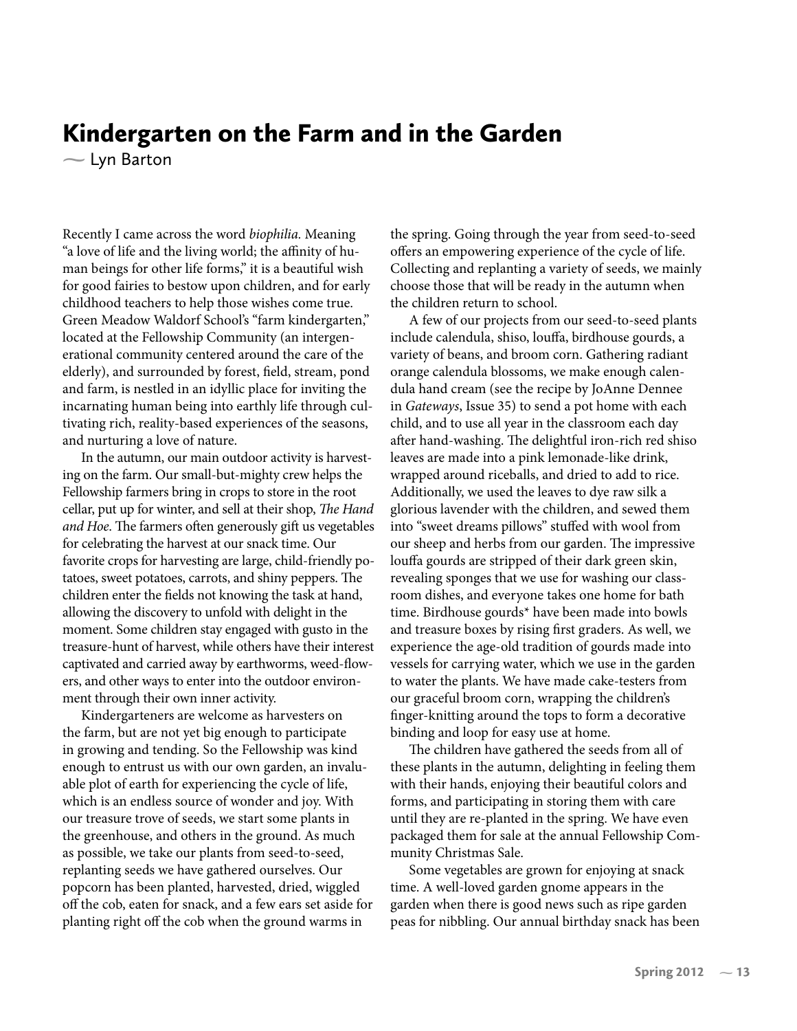# Kindergarten on the Farm and in the Garden

— Lyn Barton

Recently I came across the word *biophilia.* Meaning "a love of life and the living world; the affinity of human beings for other life forms," it is a beautiful wish for good fairies to bestow upon children, and for early childhood teachers to help those wishes come true. Green Meadow Waldorf School's "farm kindergarten," located at the Fellowship Community (an intergenerational community centered around the care of the elderly), and surrounded by forest, field, stream, pond and farm, is nestled in an idyllic place for inviting the incarnating human being into earthly life through cultivating rich, reality-based experiences of the seasons, and nurturing a love of nature.

In the autumn, our main outdoor activity is harvesting on the farm. Our small-but-mighty crew helps the Fellowship farmers bring in crops to store in the root cellar, put up for winter, and sell at their shop, *The Hand and Hoe*. The farmers often generously gift us vegetables for celebrating the harvest at our snack time. Our favorite crops for harvesting are large, child-friendly potatoes, sweet potatoes, carrots, and shiny peppers. The children enter the fields not knowing the task at hand, allowing the discovery to unfold with delight in the moment. Some children stay engaged with gusto in the treasure-hunt of harvest, while others have their interest captivated and carried away by earthworms, weed-flowers, and other ways to enter into the outdoor environment through their own inner activity.

Kindergarteners are welcome as harvesters on the farm, but are not yet big enough to participate in growing and tending. So the Fellowship was kind enough to entrust us with our own garden, an invaluable plot of earth for experiencing the cycle of life, which is an endless source of wonder and joy. With our treasure trove of seeds, we start some plants in the greenhouse, and others in the ground. As much as possible, we take our plants from seed-to-seed, replanting seeds we have gathered ourselves. Our popcorn has been planted, harvested, dried, wiggled off the cob, eaten for snack, and a few ears set aside for planting right off the cob when the ground warms in the spring. Going through the year from seed-to-seed offers an empowering experience of the cycle of life. Collecting and replanting a variety of seeds, we mainly choose those that will be ready in the autumn when the children return to school.

A few of our projects from our seed-to-seed plants include calendula, shiso, louffa, birdhouse gourds, a variety of beans, and broom corn. Gathering radiant orange calendula blossoms, we make enough calendula hand cream (see the recipe by JoAnne Dennee in *Gateways*, Issue 35) to send a pot home with each child, and to use all year in the classroom each day after hand-washing. The delightful iron-rich red shiso leaves are made into a pink lemonade-like drink, wrapped around riceballs, and dried to add to rice. Additionally, we used the leaves to dye raw silk a glorious lavender with the children, and sewed them into "sweet dreams pillows" stuffed with wool from our sheep and herbs from our garden. The impressive louffa gourds are stripped of their dark green skin, revealing sponges that we use for washing our classroom dishes, and everyone takes one home for bath time. Birdhouse gourds* have been made into bowls and treasure boxes by rising first graders. As well, we experience the age-old tradition of gourds made into vessels for carrying water, which we use in the garden to water the plants. We have made cake-testers from our graceful broom corn, wrapping the children's finger-knitting around the tops to form a decorative binding and loop for easy use at home.

The children have gathered the seeds from all of these plants in the autumn, delighting in feeling them with their hands, enjoying their beautiful colors and forms, and participating in storing them with care until they are re-planted in the spring. We have even packaged them for sale at the annual Fellowship Community Christmas Sale.

Some vegetables are grown for enjoying at snack time. A well-loved garden gnome appears in the garden when there is good news such as ripe garden peas for nibbling. Our annual birthday snack has been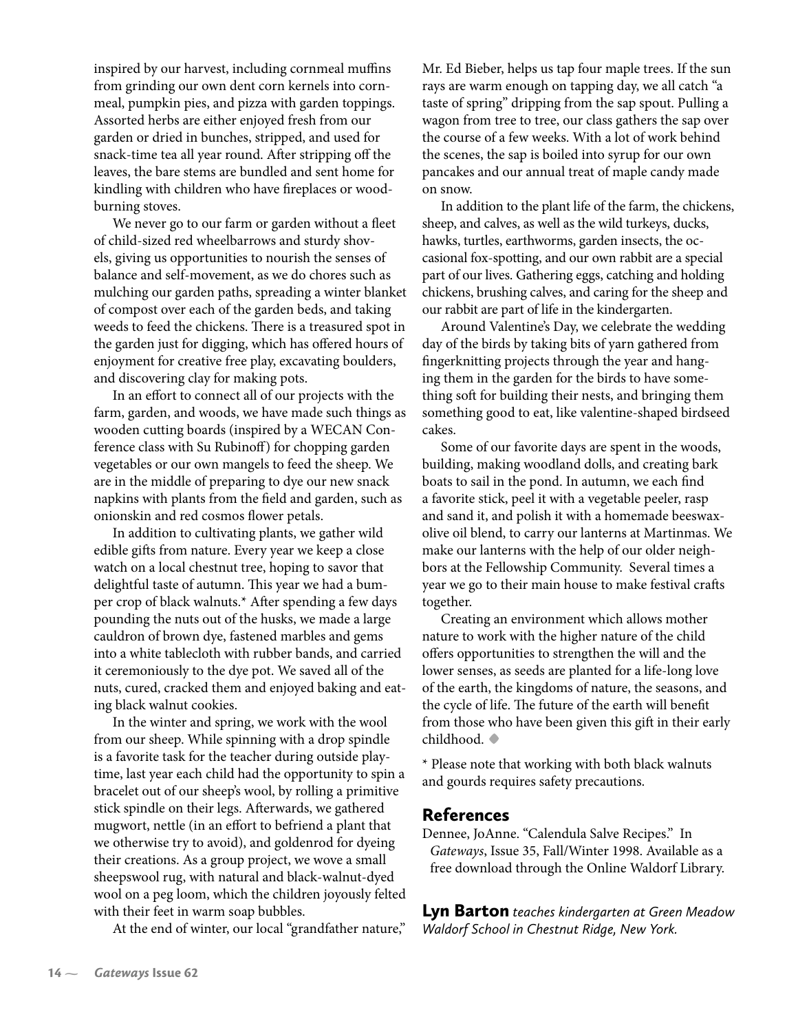inspired by our harvest, including cornmeal muffins from grinding our own dent corn kernels into cornmeal, pumpkin pies, and pizza with garden toppings. Assorted herbs are either enjoyed fresh from our garden or dried in bunches, stripped, and used for snack-time tea all year round. After stripping off the leaves, the bare stems are bundled and sent home for kindling with children who have fireplaces or wood-burning stoves.

We never go to our farm or garden without a fleet of child-sized red wheelbarrows and sturdy shovels, giving us opportunities to nourish the senses of balance and self-movement, as we do chores such as mulching our garden paths, spreading a winter blanket of compost over each of the garden beds, and taking weeds to feed the chickens. There is a treasured spot in the garden just for digging, which has offered hours of enjoyment for creative free play, excavating boulders, and discovering clay for making pots.

In an effort to connect all of our projects with the farm, garden, and woods, we have made such things as wooden cutting boards (inspired by a WECAN Conference class with Su Rubinoff) for chopping garden vegetables or our own mangels to feed the sheep. We are in the middle of preparing to dye our new snack napkins with plants from the field and garden, such as onionskin and red cosmos flower petals.

In addition to cultivating plants, we gather wild edible gifts from nature. Every year we keep a close watch on a local chestnut tree, hoping to savor that delightful taste of autumn. This year we had a bumper crop of black walnuts.* After spending a few days pounding the nuts out of the husks, we made a large cauldron of brown dye, fastened marbles and gems into a white tablecloth with rubber bands, and carried it ceremoniously to the dye pot. We saved all of the nuts, cured, cracked them and enjoyed baking and eating black walnut cookies.

In the winter and spring, we work with the wool from our sheep. While spinning with a drop spindle is a favorite task for the teacher during outside playtime, last year each child had the opportunity to spin a bracelet out of our sheep's wool, by rolling a primitive stick spindle on their legs. Afterwards, we gathered mugwort, nettle (in an effort to befriend a plant that we otherwise try to avoid), and goldenrod for dyeing their creations. As a group project, we wove a small sheepswool rug, with natural and black-walnut-dyed wool on a peg loom, which the children joyously felted with their feet in warm soap bubbles.

At the end of winter, our local "grandfather nature," Mr. Ed Bieber, helps us tap four maple trees. If the sun rays are warm enough on tapping day, we all catch "a taste of spring" dripping from the sap spout. Pulling a wagon from tree to tree, our class gathers the sap over the course of a few weeks. With a lot of work behind the scenes, the sap is boiled into syrup for our own pancakes and our annual treat of maple candy made on snow.

In addition to the plant life of the farm, the chickens, sheep, and calves, as well as the wild turkeys, ducks, hawks, turtles, earthworms, garden insects, the occasional fox-spotting, and our own rabbit are a special part of our lives. Gathering eggs, catching and holding chickens, brushing calves, and caring for the sheep and our rabbit are part of life in the kindergarten.

Around Valentine's Day, we celebrate the wedding day of the birds by taking bits of yarn gathered from fingerknitting projects through the year and hanging them in the garden for the birds to have something soft for building their nests, and bringing them something good to eat, like valentine-shaped birdseed cakes.

Some of our favorite days are spent in the woods, building, making woodland dolls, and creating bark boats to sail in the pond. In autumn, we each find a favorite stick, peel it with a vegetable peeler, rasp and sand it, and polish it with a homemade beeswax-olive oil blend, to carry our lanterns at Martinmas. We make our lanterns with the help of our older neighbors at the Fellowship Community. Several times a year we go to their main house to make festival crafts together.

Creating an environment which allows mother nature to work with the higher nature of the child offers opportunities to strengthen the will and the lower senses, as seeds are planted for a life-long love of the earth, the kingdoms of nature, the seasons, and the cycle of life. The future of the earth will benefit from those who have been given this gift in their early childhood. ◆

* Please note that working with both black walnuts and gourds requires safety precautions.

## References

Dennee, JoAnne. "Calendula Salve Recipes." In *Gateways*, Issue 35, Fall/Winter 1998. Available as a free download through the Online Waldorf Library.

**Lyn Barton** *teaches kindergarten at Green Meadow Waldorf School in Chestnut Ridge, New York.*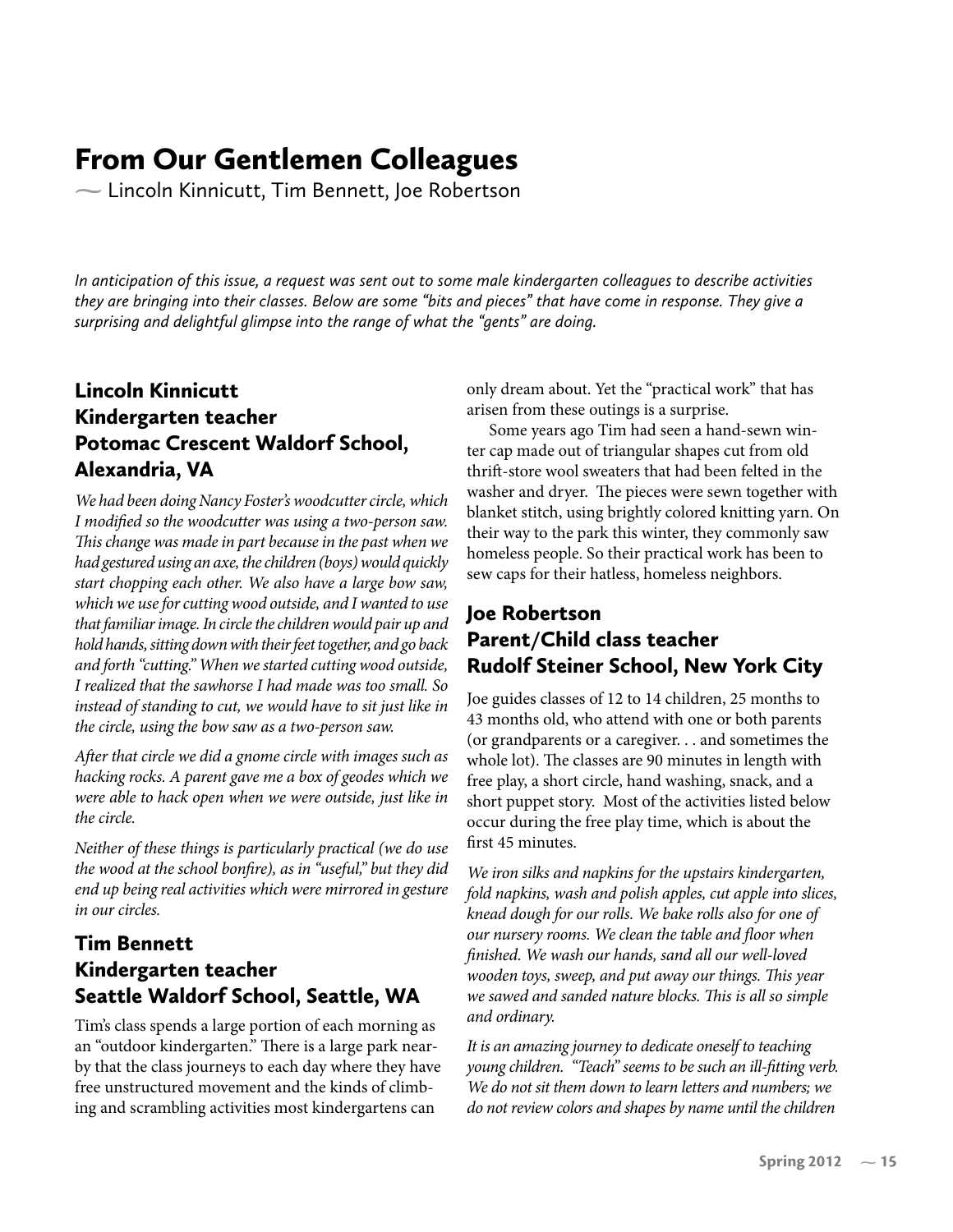# From Our Gentlemen Colleagues

~ Lincoln Kinnicutt, Tim Bennett, Joe Robertson

*In anticipation of this issue, a request was sent out to some male kindergarten colleagues to describe activities they are bringing into their classes. Below are some "bits and pieces" that have come in response. They give a surprising and delightful glimpse into the range of what the "gents" are doing.*

## Lincoln Kinnicutt
## Kindergarten teacher
## Potomac Crescent Waldorf School, Alexandria, VA

*We had been doing Nancy Foster's woodcutter circle, which I modified so the woodcutter was using a two-person saw. This change was made in part because in the past when we had gestured using an axe, the children (boys) would quickly start chopping each other. We also have a large bow saw, which we use for cutting wood outside, and I wanted to use that familiar image. In circle the children would pair up and hold hands, sitting down with their feet together, and go back and forth "cutting." When we started cutting wood outside, I realized that the sawhorse I had made was too small. So instead of standing to cut, we would have to sit just like in the circle, using the bow saw as a two-person saw.*

*After that circle we did a gnome circle with images such as hacking rocks. A parent gave me a box of geodes which we were able to hack open when we were outside, just like in the circle.*

*Neither of these things is particularly practical (we do use the wood at the school bonfire), as in "useful," but they did end up being real activities which were mirrored in gesture in our circles.*

## Tim Bennett
## Kindergarten teacher
## Seattle Waldorf School, Seattle, WA

Tim's class spends a large portion of each morning as an "outdoor kindergarten." There is a large park nearby that the class journeys to each day where they have free unstructured movement and the kinds of climbing and scrambling activities most kindergartens can only dream about. Yet the "practical work" that has arisen from these outings is a surprise.

Some years ago Tim had seen a hand-sewn winter cap made out of triangular shapes cut from old thrift-store wool sweaters that had been felted in the washer and dryer. The pieces were sewn together with blanket stitch, using brightly colored knitting yarn. On their way to the park this winter, they commonly saw homeless people. So their practical work has been to sew caps for their hatless, homeless neighbors.

## Joe Robertson
## Parent/Child class teacher
## Rudolf Steiner School, New York City

Joe guides classes of 12 to 14 children, 25 months to 43 months old, who attend with one or both parents (or grandparents or a caregiver. . . and sometimes the whole lot). The classes are 90 minutes in length with free play, a short circle, hand washing, snack, and a short puppet story. Most of the activities listed below occur during the free play time, which is about the first 45 minutes.

*We iron silks and napkins for the upstairs kindergarten, fold napkins, wash and polish apples, cut apple into slices, knead dough for our rolls. We bake rolls also for one of our nursery rooms. We clean the table and floor when finished. We wash our hands, sand all our well-loved wooden toys, sweep, and put away our things. This year we sawed and sanded nature blocks. This is all so simple and ordinary.*

*It is an amazing journey to dedicate oneself to teaching young children. "Teach" seems to be such an ill-fitting verb. We do not sit them down to learn letters and numbers; we do not review colors and shapes by name until the children*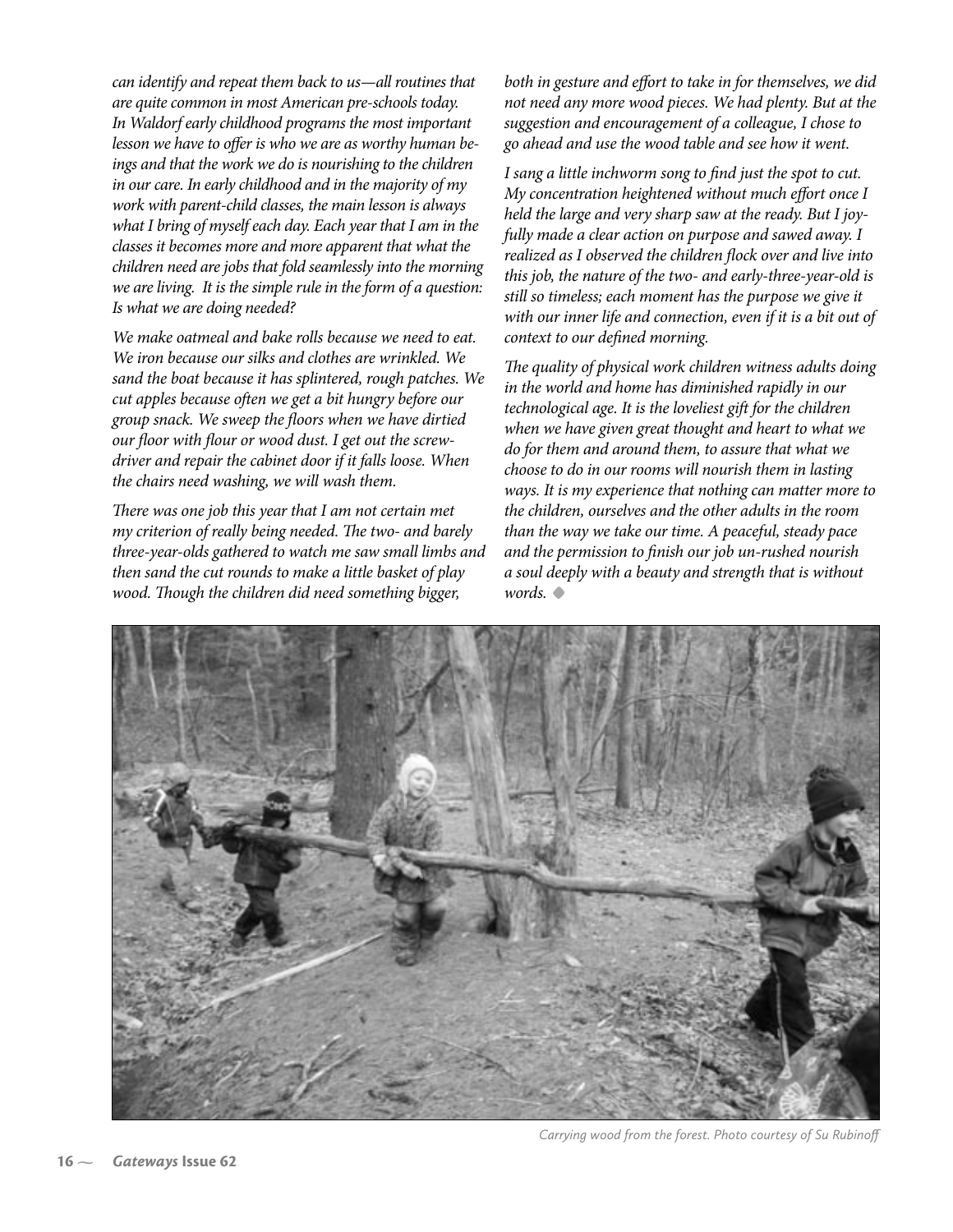*can identify and repeat them back to us—all routines that are quite common in most American pre-schools today. In Waldorf early childhood programs the most important lesson we have to offer is who we are as worthy human beings and that the work we do is nourishing to the children in our care. In early childhood and in the majority of my work with parent-child classes, the main lesson is always what I bring of myself each day. Each year that I am in the classes it becomes more and more apparent that what the children need are jobs that fold seamlessly into the morning we are living. It is the simple rule in the form of a question: Is what we are doing needed?*

*We make oatmeal and bake rolls because we need to eat. We iron because our silks and clothes are wrinkled. We sand the boat because it has splintered, rough patches. We cut apples because often we get a bit hungry before our group snack. We sweep the floors when we have dirtied our floor with flour or wood dust. I get out the screwdriver and repair the cabinet door if it falls loose. When the chairs need washing, we will wash them.*

*There was one job this year that I am not certain met my criterion of really being needed. The two- and barely three-year-olds gathered to watch me saw small limbs and then sand the cut rounds to make a little basket of play wood. Though the children did need something bigger, both in gesture and effort to take in for themselves, we did not need any more wood pieces. We had plenty. But at the suggestion and encouragement of a colleague, I chose to go ahead and use the wood table and see how it went.*

*I sang a little inchworm song to find just the spot to cut. My concentration heightened without much effort once I held the large and very sharp saw at the ready. But I joyfully made a clear action on purpose and sawed away. I realized as I observed the children flock over and live into this job, the nature of the two- and early-three-year-old is still so timeless; each moment has the purpose we give it with our inner life and connection, even if it is a bit out of context to our defined morning.*

*The quality of physical work children witness adults doing in the world and home has diminished rapidly in our technological age. It is the loveliest gift for the children when we have given great thought and heart to what we do for them and around them, to assure that what we choose to do in our rooms will nourish them in lasting ways. It is my experience that nothing can matter more to the children, ourselves and the other adults in the room than the way we take our time. A peaceful, steady pace and the permission to finish our job un-rushed nourish a soul deeply with a beauty and strength that is without words.* ◆

*Carrying wood from the forest. Photo courtesy of Su Rubinoff*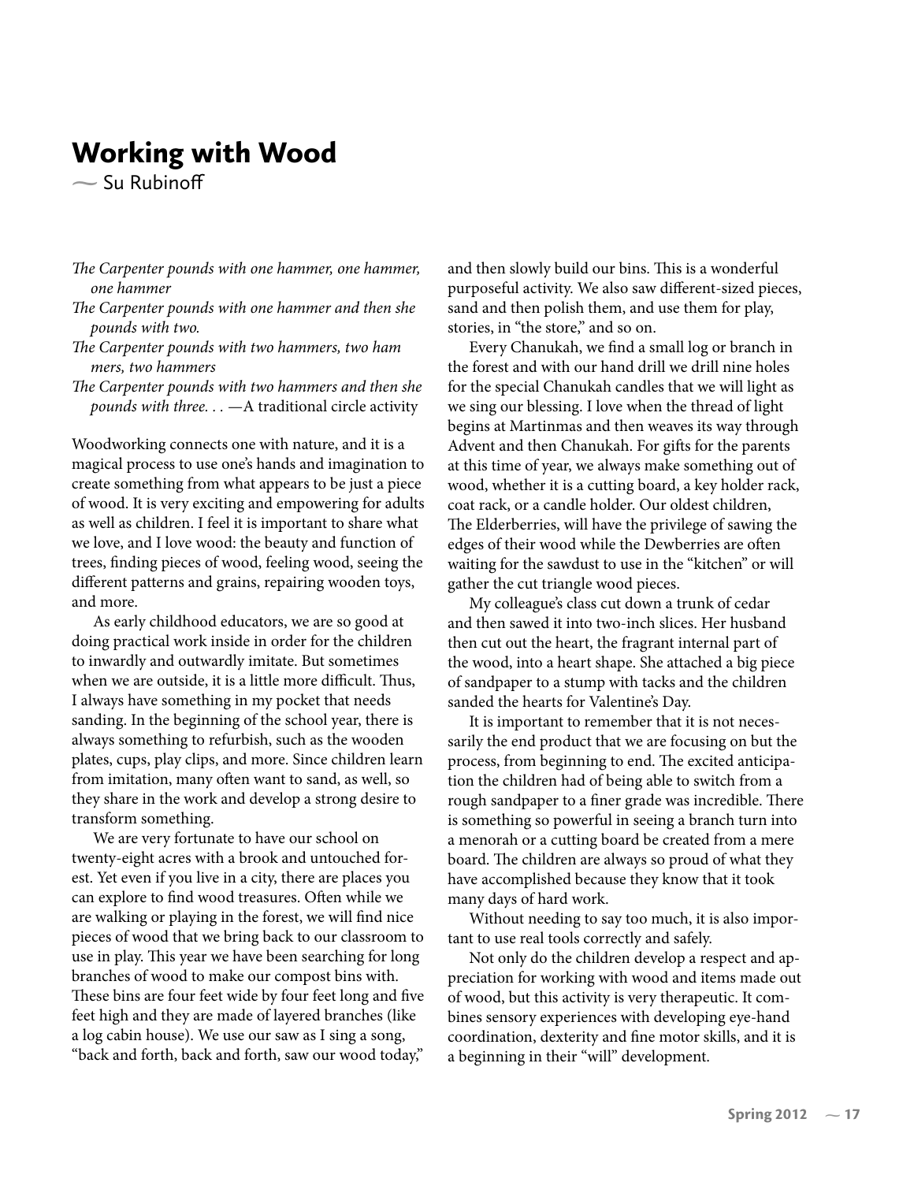# Working with Wood

— Su Rubinoff

*The Carpenter pounds with one hammer, one hammer, one hammer*
*The Carpenter pounds with one hammer and then she pounds with two.*
*The Carpenter pounds with two hammers, two hammers, two hammers*
*The Carpenter pounds with two hammers and then she pounds with three. . .* —A traditional circle activity

Woodworking connects one with nature, and it is a magical process to use one's hands and imagination to create something from what appears to be just a piece of wood. It is very exciting and empowering for adults as well as children. I feel it is important to share what we love, and I love wood: the beauty and function of trees, finding pieces of wood, feeling wood, seeing the different patterns and grains, repairing wooden toys, and more.

As early childhood educators, we are so good at doing practical work inside in order for the children to inwardly and outwardly imitate. But sometimes when we are outside, it is a little more difficult. Thus, I always have something in my pocket that needs sanding. In the beginning of the school year, there is always something to refurbish, such as the wooden plates, cups, play clips, and more. Since children learn from imitation, many often want to sand, as well, so they share in the work and develop a strong desire to transform something.

We are very fortunate to have our school on twenty-eight acres with a brook and untouched forest. Yet even if you live in a city, there are places you can explore to find wood treasures. Often while we are walking or playing in the forest, we will find nice pieces of wood that we bring back to our classroom to use in play. This year we have been searching for long branches of wood to make our compost bins with. These bins are four feet wide by four feet long and five feet high and they are made of layered branches (like a log cabin house). We use our saw as I sing a song, "back and forth, back and forth, saw our wood today," and then slowly build our bins. This is a wonderful purposeful activity. We also saw different-sized pieces, sand and then polish them, and use them for play, stories, in "the store," and so on.

Every Chanukah, we find a small log or branch in the forest and with our hand drill we drill nine holes for the special Chanukah candles that we will light as we sing our blessing. I love when the thread of light begins at Martinmas and then weaves its way through Advent and then Chanukah. For gifts for the parents at this time of year, we always make something out of wood, whether it is a cutting board, a key holder rack, coat rack, or a candle holder. Our oldest children, The Elderberries, will have the privilege of sawing the edges of their wood while the Dewberries are often waiting for the sawdust to use in the "kitchen" or will gather the cut triangle wood pieces.

My colleague's class cut down a trunk of cedar and then sawed it into two-inch slices. Her husband then cut out the heart, the fragrant internal part of the wood, into a heart shape. She attached a big piece of sandpaper to a stump with tacks and the children sanded the hearts for Valentine's Day.

It is important to remember that it is not necessarily the end product that we are focusing on but the process, from beginning to end. The excited anticipation the children had of being able to switch from a rough sandpaper to a finer grade was incredible. There is something so powerful in seeing a branch turn into a menorah or a cutting board be created from a mere board. The children are always so proud of what they have accomplished because they know that it took many days of hard work.

Without needing to say too much, it is also important to use real tools correctly and safely.

Not only do the children develop a respect and appreciation for working with wood and items made out of wood, but this activity is very therapeutic. It combines sensory experiences with developing eye-hand coordination, dexterity and fine motor skills, and it is a beginning in their "will" development.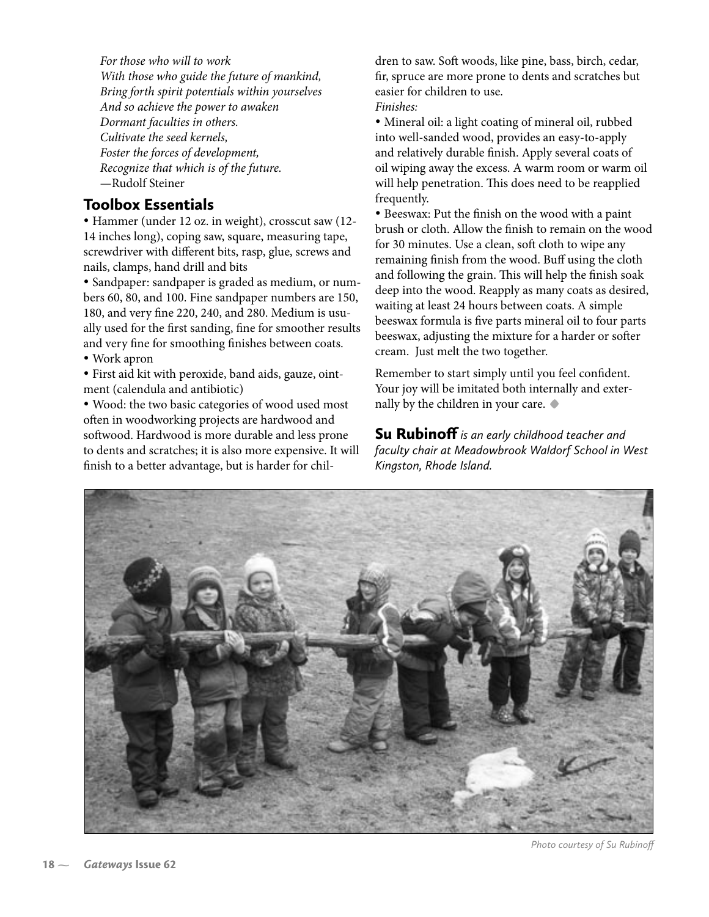*For those who will to work*
*With those who guide the future of mankind,*
*Bring forth spirit potentials within yourselves*
*And so achieve the power to awaken*
*Dormant faculties in others.*
*Cultivate the seed kernels,*
*Foster the forces of development,*
*Recognize that which is of the future.*
—Rudolf Steiner

## Toolbox Essentials

- Hammer (under 12 oz. in weight), crosscut saw (12-14 inches long), coping saw, square, measuring tape, screwdriver with different bits, rasp, glue, screws and nails, clamps, hand drill and bits
- Sandpaper: sandpaper is graded as medium, or numbers 60, 80, and 100. Fine sandpaper numbers are 150, 180, and very fine 220, 240, and 280. Medium is usually used for the first sanding, fine for smoother results and very fine for smoothing finishes between coats.
- Work apron
- First aid kit with peroxide, band aids, gauze, ointment (calendula and antibiotic)
- Wood: the two basic categories of wood used most often in woodworking projects are hardwood and softwood. Hardwood is more durable and less prone to dents and scratches; it is also more expensive. It will finish to a better advantage, but is harder for children to saw. Soft woods, like pine, bass, birch, cedar, fir, spruce are more prone to dents and scratches but easier for children to use.

*Finishes:*

- Mineral oil: a light coating of mineral oil, rubbed into well-sanded wood, provides an easy-to-apply and relatively durable finish. Apply several coats of oil wiping away the excess. A warm room or warm oil will help penetration. This does need to be reapplied frequently.
- Beeswax: Put the finish on the wood with a paint brush or cloth. Allow the finish to remain on the wood for 30 minutes. Use a clean, soft cloth to wipe any remaining finish from the wood. Buff using the cloth and following the grain. This will help the finish soak deep into the wood. Reapply as many coats as desired, waiting at least 24 hours between coats. A simple beeswax formula is five parts mineral oil to four parts beeswax, adjusting the mixture for a harder or softer cream. Just melt the two together.

Remember to start simply until you feel confident. Your joy will be imitated both internally and externally by the children in your care. ◆

**Su Rubinoff** *is an early childhood teacher and faculty chair at Meadowbrook Waldorf School in West Kingston, Rhode Island.*

*Photo courtesy of Su Rubinoff*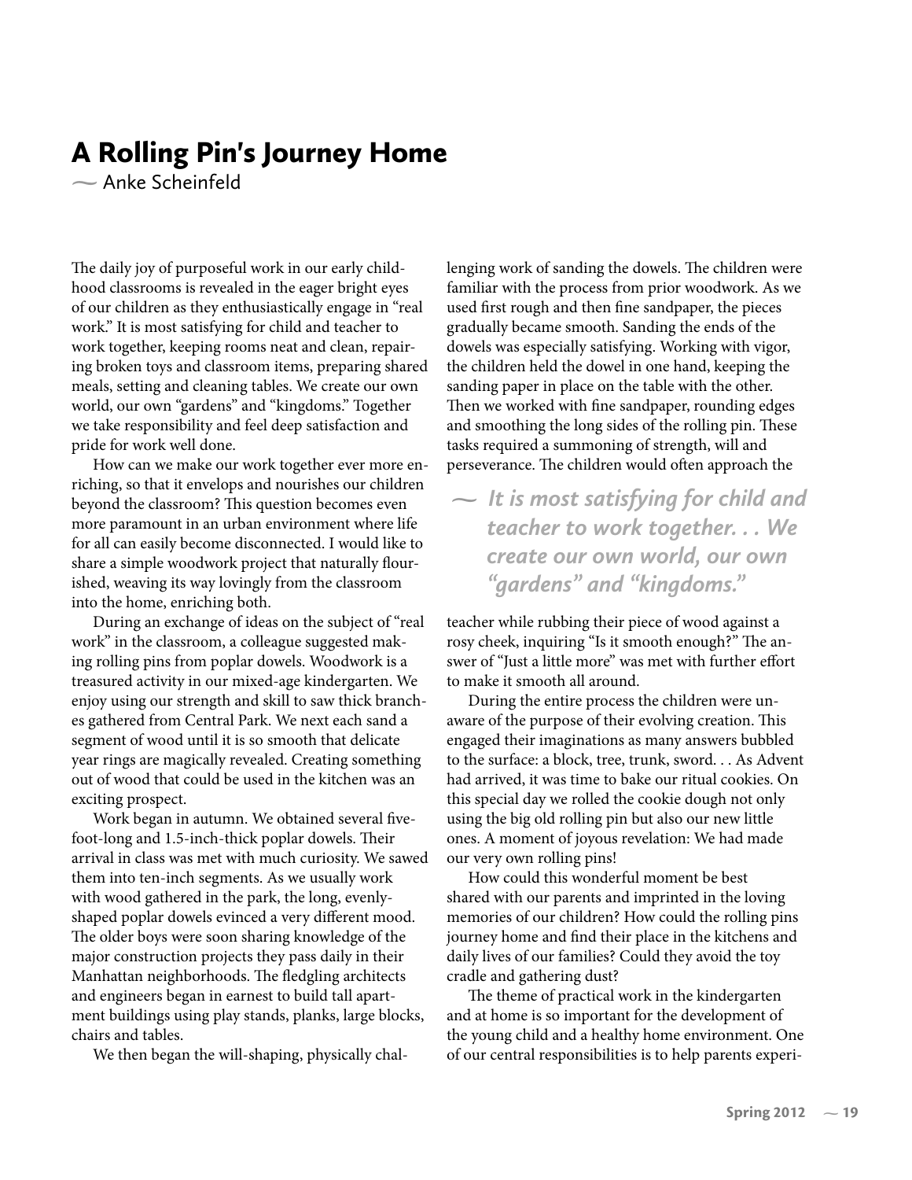## A Rolling Pin's Journey Home

~ Anke Scheinfeld

The daily joy of purposeful work in our early childhood classrooms is revealed in the eager bright eyes of our children as they enthusiastically engage in "real work." It is most satisfying for child and teacher to work together, keeping rooms neat and clean, repairing broken toys and classroom items, preparing shared meals, setting and cleaning tables. We create our own world, our own "gardens" and "kingdoms." Together we take responsibility and feel deep satisfaction and pride for work well done.

How can we make our work together ever more enriching, so that it envelops and nourishes our children beyond the classroom? This question becomes even more paramount in an urban environment where life for all can easily become disconnected. I would like to share a simple woodwork project that naturally flourished, weaving its way lovingly from the classroom into the home, enriching both.

During an exchange of ideas on the subject of "real work" in the classroom, a colleague suggested making rolling pins from poplar dowels. Woodwork is a treasured activity in our mixed-age kindergarten. We enjoy using our strength and skill to saw thick branches gathered from Central Park. We next each sand a segment of wood until it is so smooth that delicate year rings are magically revealed. Creating something out of wood that could be used in the kitchen was an exciting prospect.

Work began in autumn. We obtained several five-foot-long and 1.5-inch-thick poplar dowels. Their arrival in class was met with much curiosity. We sawed them into ten-inch segments. As we usually work with wood gathered in the park, the long, evenly-shaped poplar dowels evinced a very different mood. The older boys were soon sharing knowledge of the major construction projects they pass daily in their Manhattan neighborhoods. The fledgling architects and engineers began in earnest to build tall apartment buildings using play stands, planks, large blocks, chairs and tables.

We then began the will-shaping, physically challenging work of sanding the dowels. The children were familiar with the process from prior woodwork. As we used first rough and then fine sandpaper, the pieces gradually became smooth. Sanding the ends of the dowels was especially satisfying. Working with vigor, the children held the dowel in one hand, keeping the sanding paper in place on the table with the other. Then we worked with fine sandpaper, rounding edges and smoothing the long sides of the rolling pin. These tasks required a summoning of strength, will and perseverance. The children would often approach the teacher while rubbing their piece of wood against a rosy cheek, inquiring "Is it smooth enough?" The answer of "Just a little more" was met with further effort to make it smooth all around.

> ~ *It is most satisfying for child and teacher to work together. . . We create our own world, our own "gardens" and "kingdoms."*

During the entire process the children were unaware of the purpose of their evolving creation. This engaged their imaginations as many answers bubbled to the surface: a block, tree, trunk, sword. . . As Advent had arrived, it was time to bake our ritual cookies. On this special day we rolled the cookie dough not only using the big old rolling pin but also our new little ones. A moment of joyous revelation: We had made our very own rolling pins!

How could this wonderful moment be best shared with our parents and imprinted in the loving memories of our children? How could the rolling pins journey home and find their place in the kitchens and daily lives of our families? Could they avoid the toy cradle and gathering dust?

The theme of practical work in the kindergarten and at home is so important for the development of the young child and a healthy home environment. One of our central responsibilities is to help parents experi-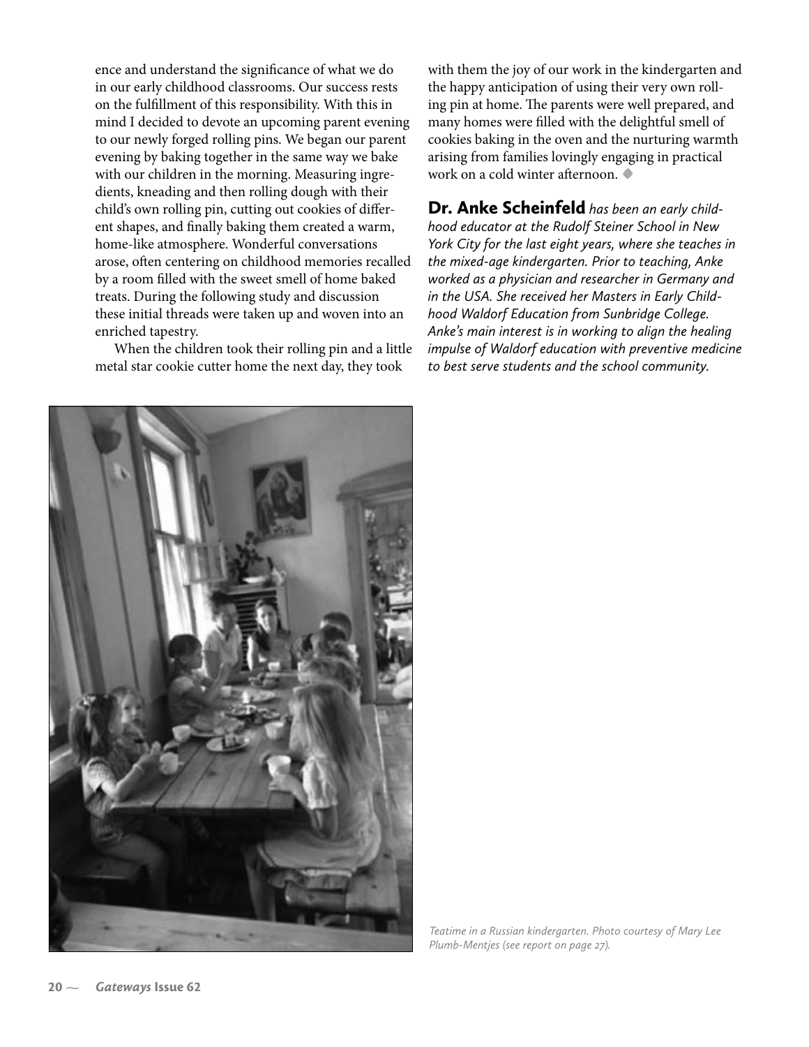ence and understand the significance of what we do in our early childhood classrooms. Our success rests on the fulfillment of this responsibility. With this in mind I decided to devote an upcoming parent evening to our newly forged rolling pins. We began our parent evening by baking together in the same way we bake with our children in the morning. Measuring ingredients, kneading and then rolling dough with their child's own rolling pin, cutting out cookies of different shapes, and finally baking them created a warm, home-like atmosphere. Wonderful conversations arose, often centering on childhood memories recalled by a room filled with the sweet smell of home baked treats. During the following study and discussion these initial threads were taken up and woven into an enriched tapestry.

When the children took their rolling pin and a little metal star cookie cutter home the next day, they took with them the joy of our work in the kindergarten and the happy anticipation of using their very own rolling pin at home. The parents were well prepared, and many homes were filled with the delightful smell of cookies baking in the oven and the nurturing warmth arising from families lovingly engaging in practical work on a cold winter afternoon. ◆

**Dr. Anke Scheinfeld** *has been an early childhood educator at the Rudolf Steiner School in New York City for the last eight years, where she teaches in the mixed-age kindergarten. Prior to teaching, Anke worked as a physician and researcher in Germany and in the USA. She received her Masters in Early Childhood Waldorf Education from Sunbridge College. Anke's main interest is in working to align the healing impulse of Waldorf education with preventive medicine to best serve students and the school community.*

*Teatime in a Russian kindergarten. Photo courtesy of Mary Lee Plumb-Mentjes (see report on page 27).*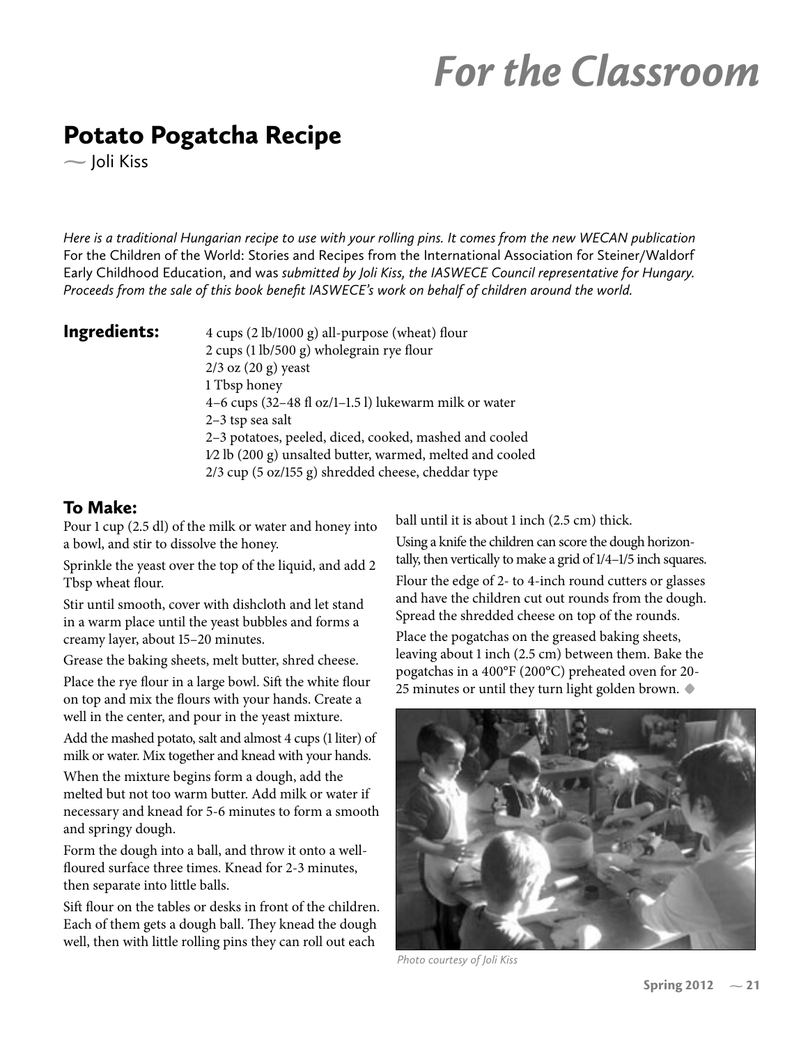# For the Classroom

## Potato Pogatcha Recipe

~ Joli Kiss

*Here is a traditional Hungarian recipe to use with your rolling pins. It comes from the new WECAN publication* For the Children of the World: Stories and Recipes from the International Association for Steiner/Waldorf Early Childhood Education, and was *submitted by Joli Kiss, the IASWECE Council representative for Hungary. Proceeds from the sale of this book benefit IASWECE's work on behalf of children around the world.*

### Ingredients:

4 cups (2 lb/1000 g) all-purpose (wheat) flour
2 cups (1 lb/500 g) wholegrain rye flour
2/3 oz (20 g) yeast
1 Tbsp honey
4–6 cups (32–48 fl oz/1–1.5 l) lukewarm milk or water
2–3 tsp sea salt
2–3 potatoes, peeled, diced, cooked, mashed and cooled
1⁄2 lb (200 g) unsalted butter, warmed, melted and cooled
2/3 cup (5 oz/155 g) shredded cheese, cheddar type

### To Make:

Pour 1 cup (2.5 dl) of the milk or water and honey into a bowl, and stir to dissolve the honey.

Sprinkle the yeast over the top of the liquid, and add 2 Tbsp wheat flour.

Stir until smooth, cover with dishcloth and let stand in a warm place until the yeast bubbles and forms a creamy layer, about 15–20 minutes.

Grease the baking sheets, melt butter, shred cheese.

Place the rye flour in a large bowl. Sift the white flour on top and mix the flours with your hands. Create a well in the center, and pour in the yeast mixture.

Add the mashed potato, salt and almost 4 cups (1 liter) of milk or water. Mix together and knead with your hands.

When the mixture begins form a dough, add the melted but not too warm butter. Add milk or water if necessary and knead for 5-6 minutes to form a smooth and springy dough.

Form the dough into a ball, and throw it onto a well-floured surface three times. Knead for 2-3 minutes, then separate into little balls.

Sift flour on the tables or desks in front of the children. Each of them gets a dough ball. They knead the dough well, then with little rolling pins they can roll out each ball until it is about 1 inch (2.5 cm) thick.

Using a knife the children can score the dough horizontally, then vertically to make a grid of 1/4–1/5 inch squares.

Flour the edge of 2- to 4-inch round cutters or glasses and have the children cut out rounds from the dough. Spread the shredded cheese on top of the rounds.

Place the pogatchas on the greased baking sheets, leaving about 1 inch (2.5 cm) between them. Bake the pogatchas in a 400°F (200°C) preheated oven for 20-25 minutes or until they turn light golden brown. ◆

*Photo courtesy of Joli Kiss*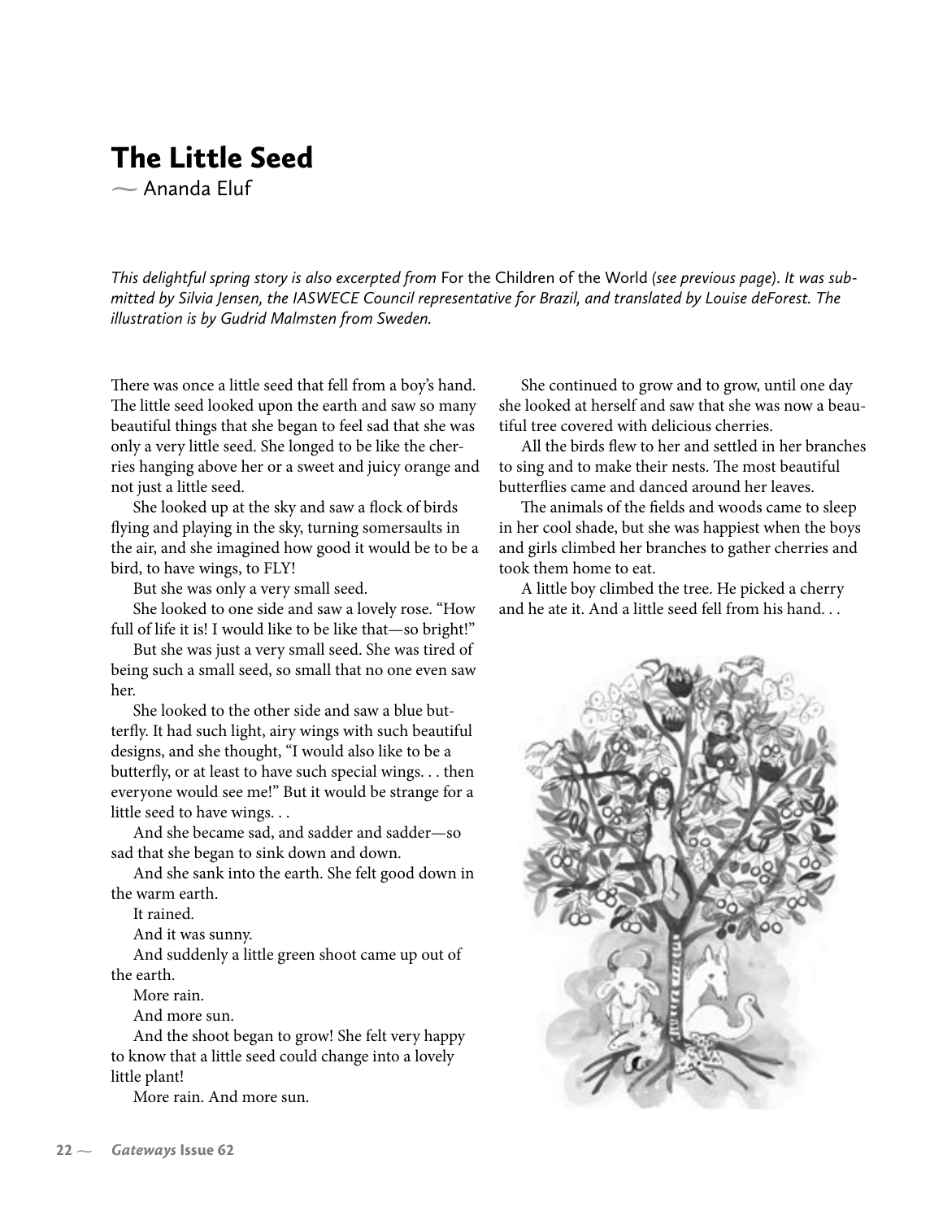# The Little Seed

~ Ananda Eluf

*This delightful spring story is also excerpted from* For the Children of the World *(see previous page). It was submitted by Silvia Jensen, the IASWECE Council representative for Brazil, and translated by Louise deForest. The illustration is by Gudrid Malmsten from Sweden.*

There was once a little seed that fell from a boy's hand. The little seed looked upon the earth and saw so many beautiful things that she began to feel sad that she was only a very little seed. She longed to be like the cherries hanging above her or a sweet and juicy orange and not just a little seed.

She looked up at the sky and saw a flock of birds flying and playing in the sky, turning somersaults in the air, and she imagined how good it would be to be a bird, to have wings, to FLY!

But she was only a very small seed.

She looked to one side and saw a lovely rose. "How full of life it is! I would like to be like that—so bright!"

But she was just a very small seed. She was tired of being such a small seed, so small that no one even saw her.

She looked to the other side and saw a blue butterfly. It had such light, airy wings with such beautiful designs, and she thought, "I would also like to be a butterfly, or at least to have such special wings. . . then everyone would see me!" But it would be strange for a little seed to have wings. . .

And she became sad, and sadder and sadder—so sad that she began to sink down and down.

And she sank into the earth. She felt good down in the warm earth.

It rained.

And it was sunny.

And suddenly a little green shoot came up out of the earth.

More rain.

And more sun.

And the shoot began to grow! She felt very happy to know that a little seed could change into a lovely little plant!

More rain. And more sun.

She continued to grow and to grow, until one day she looked at herself and saw that she was now a beautiful tree covered with delicious cherries.

All the birds flew to her and settled in her branches to sing and to make their nests. The most beautiful butterflies came and danced around her leaves.

The animals of the fields and woods came to sleep in her cool shade, but she was happiest when the boys and girls climbed her branches to gather cherries and took them home to eat.

A little boy climbed the tree. He picked a cherry and he ate it. And a little seed fell from his hand. . .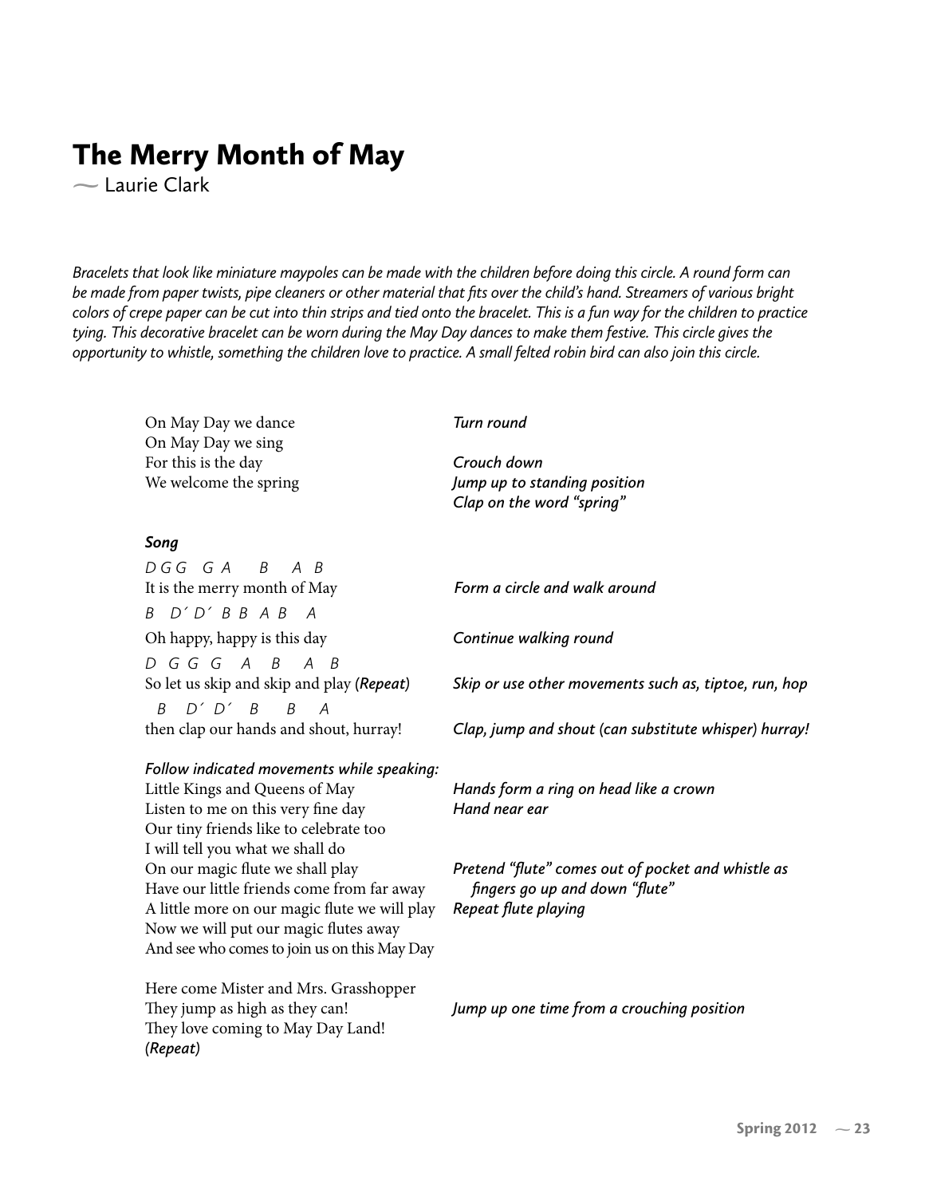# The Merry Month of May

— Laurie Clark

*Bracelets that look like miniature maypoles can be made with the children before doing this circle. A round form can be made from paper twists, pipe cleaners or other material that fits over the child's hand. Streamers of various bright colors of crepe paper can be cut into thin strips and tied onto the bracelet. This is a fun way for the children to practice tying. This decorative bracelet can be worn during the May Day dances to make them festive. This circle gives the opportunity to whistle, something the children love to practice. A small felted robin bird can also join this circle.*

| | |
|---|---|
| On May Day we dance | *Turn round* |
| On May Day we sing | |
| For this is the day | *Crouch down* |
| We welcome the spring | *Jump up to standing position*<br>*Clap on the word "spring"* |

***Song***

| | |
|---|---|
| *D G G G A B A B*<br>It is the merry month of May | *Form a circle and walk around* |
| *B D´ D´ B B A B A*<br>Oh happy, happy is this day | *Continue walking round* |
| *D G G G A B A B*<br>So let us skip and skip and play (***Repeat***) | *Skip or use other movements such as, tiptoe, run, hop* |
| *B D´ D´ B B A*<br>then clap our hands and shout, hurray! | *Clap, jump and shout (can substitute whisper) hurray!* |

***Follow indicated movements while speaking:***

| | |
|---|---|
| Little Kings and Queens of May | *Hands form a ring on head like a crown* |
| Listen to me on this very fine day | *Hand near ear* |
| Our tiny friends like to celebrate too | |
| I will tell you what we shall do | |
| On our magic flute we shall play<br>Have our little friends come from far away | *Pretend "flute" comes out of pocket and whistle as fingers go up and down "flute"* |
| A little more on our magic flute we will play | *Repeat flute playing* |
| Now we will put our magic flutes away | |
| And see who comes to join us on this May Day | |

| | |
|---|---|
| Here come Mister and Mrs. Grasshopper | |
| They jump as high as they can! | *Jump up one time from a crouching position* |
| They love coming to May Day Land! | |
| *(Repeat)* | |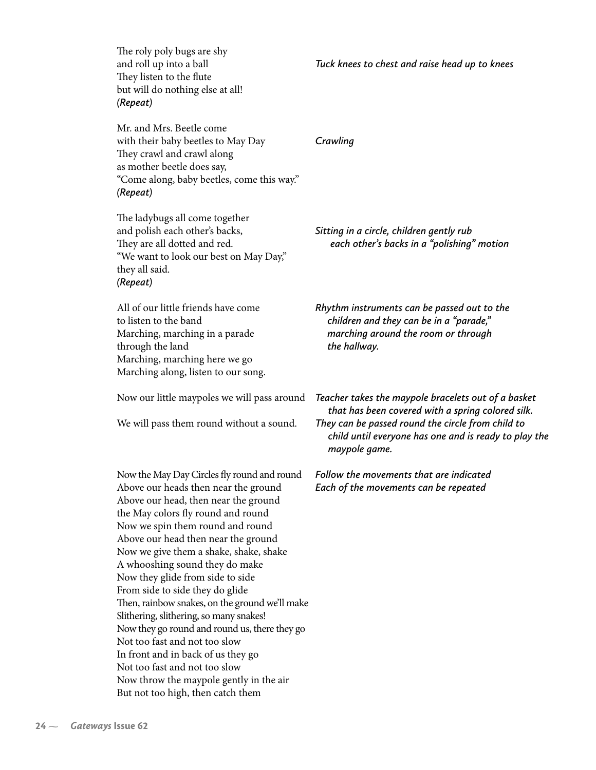The roly poly bugs are shy
and roll up into a ball
They listen to the flute
but will do nothing else at all!
*(Repeat)*

*Tuck knees to chest and raise head up to knees*

Mr. and Mrs. Beetle come
with their baby beetles to May Day
They crawl and crawl along
as mother beetle does say,
"Come along, baby beetles, come this way."
*(Repeat)*

*Crawling*

The ladybugs all come together
and polish each other's backs,
They are all dotted and red.
"We want to look our best on May Day,"
they all said.
*(Repeat)*

*Sitting in a circle, children gently rub each other's backs in a "polishing" motion*

All of our little friends have come
to listen to the band
Marching, marching in a parade
through the land
Marching, marching here we go
Marching along, listen to our song.

*Rhythm instruments can be passed out to the children and they can be in a "parade," marching around the room or through the hallway.*

Now our little maypoles we will pass around

*Teacher takes the maypole bracelets out of a basket that has been covered with a spring colored silk.*

We will pass them round without a sound.

*They can be passed round the circle from child to child until everyone has one and is ready to play the maypole game.*

Now the May Day Circles fly round and round
Above our heads then near the ground
Above our head, then near the ground
the May colors fly round and round
Now we spin them round and round
Above our head then near the ground
Now we give them a shake, shake, shake
A whooshing sound they do make
Now they glide from side to side
From side to side they do glide
Then, rainbow snakes, on the ground we'll make
Slithering, slithering, so many snakes!
Now they go round and round us, there they go
Not too fast and not too slow
In front and in back of us they go
Not too fast and not too slow
Now throw the maypole gently in the air
But not too high, then catch them

*Follow the movements that are indicated*
*Each of the movements can be repeated*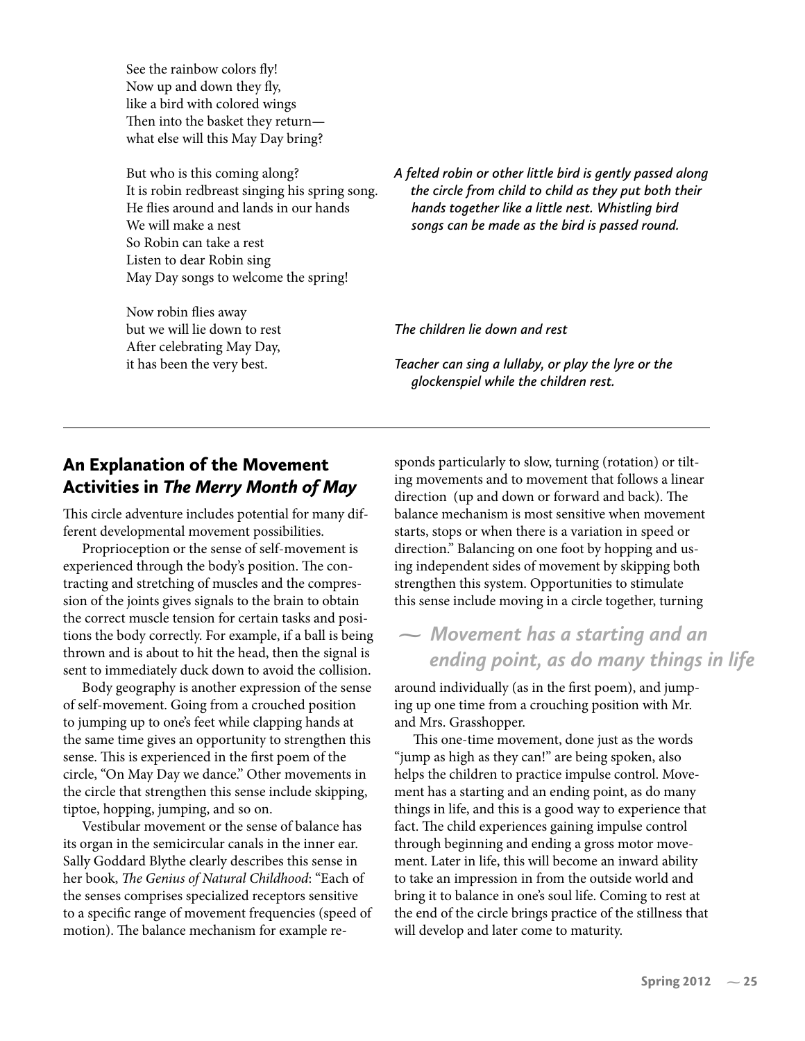See the rainbow colors fly!
Now up and down they fly,
like a bird with colored wings
Then into the basket they return—
what else will this May Day bring?

But who is this coming along?
It is robin redbreast singing his spring song.
He flies around and lands in our hands
We will make a nest
So Robin can take a rest
Listen to dear Robin sing
May Day songs to welcome the spring!

*A felted robin or other little bird is gently passed along the circle from child to child as they put both their hands together like a little nest. Whistling bird songs can be made as the bird is passed round.*

Now robin flies away
but we will lie down to rest
After celebrating May Day,
it has been the very best.

*The children lie down and rest*

*Teacher can sing a lullaby, or play the lyre or the glockenspiel while the children rest.*

---

## An Explanation of the Movement Activities in *The Merry Month of May*

This circle adventure includes potential for many different developmental movement possibilities.

Proprioception or the sense of self-movement is experienced through the body's position. The contracting and stretching of muscles and the compression of the joints gives signals to the brain to obtain the correct muscle tension for certain tasks and positions the body correctly. For example, if a ball is being thrown and is about to hit the head, then the signal is sent to immediately duck down to avoid the collision.

Body geography is another expression of the sense of self-movement. Going from a crouched position to jumping up to one's feet while clapping hands at the same time gives an opportunity to strengthen this sense. This is experienced in the first poem of the circle, "On May Day we dance." Other movements in the circle that strengthen this sense include skipping, tiptoe, hopping, jumping, and so on.

Vestibular movement or the sense of balance has its organ in the semicircular canals in the inner ear. Sally Goddard Blythe clearly describes this sense in her book, *The Genius of Natural Childhood*: "Each of the senses comprises specialized receptors sensitive to a specific range of movement frequencies (speed of motion). The balance mechanism for example responds particularly to slow, turning (rotation) or tilting movements and to movement that follows a linear direction (up and down or forward and back). The balance mechanism is most sensitive when movement starts, stops or when there is a variation in speed or direction." Balancing on one foot by hopping and using independent sides of movement by skipping both strengthen this system. Opportunities to stimulate this sense include moving in a circle together, turning around individually (as in the first poem), and jumping up one time from a crouching position with Mr. and Mrs. Grasshopper.

> *~ Movement has a starting and an ending point, as do many things in life*

This one-time movement, done just as the words "jump as high as they can!" are being spoken, also helps the children to practice impulse control. Movement has a starting and an ending point, as do many things in life, and this is a good way to experience that fact. The child experiences gaining impulse control through beginning and ending a gross motor movement. Later in life, this will become an inward ability to take an impression in from the outside world and bring it to balance in one's soul life. Coming to rest at the end of the circle brings practice of the stillness that will develop and later come to maturity.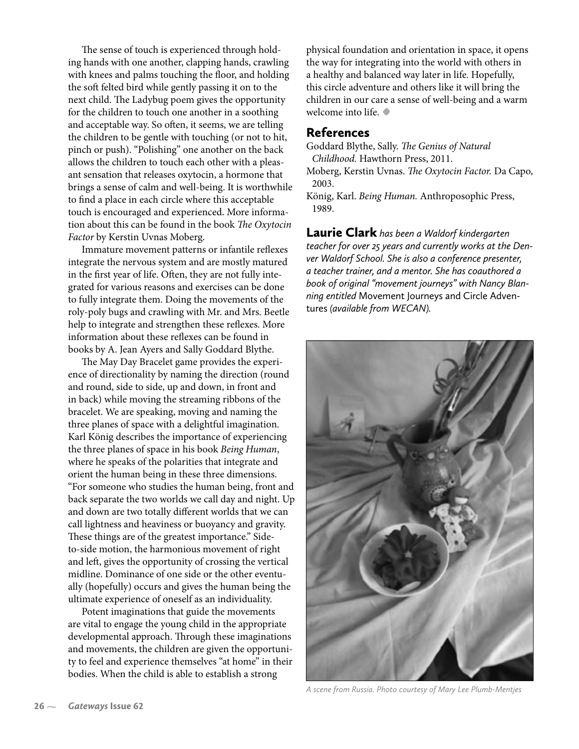The sense of touch is experienced through holding hands with one another, clapping hands, crawling with knees and palms touching the floor, and holding the soft felted bird while gently passing it on to the next child. The Ladybug poem gives the opportunity for the children to touch one another in a soothing and acceptable way. So often, it seems, we are telling the children to be gentle with touching (or not to hit, pinch or push). "Polishing" one another on the back allows the children to touch each other with a pleasant sensation that releases oxytocin, a hormone that brings a sense of calm and well-being. It is worthwhile to find a place in each circle where this acceptable touch is encouraged and experienced. More information about this can be found in the book *The Oxytocin Factor* by Kerstin Uvnas Moberg.

Immature movement patterns or infantile reflexes integrate the nervous system and are mostly matured in the first year of life. Often, they are not fully integrated for various reasons and exercises can be done to fully integrate them. Doing the movements of the roly-poly bugs and crawling with Mr. and Mrs. Beetle help to integrate and strengthen these reflexes. More information about these reflexes can be found in books by A. Jean Ayers and Sally Goddard Blythe.

The May Day Bracelet game provides the experience of directionality by naming the direction (round and round, side to side, up and down, in front and in back) while moving the streaming ribbons of the bracelet. We are speaking, moving and naming the three planes of space with a delightful imagination. Karl König describes the importance of experiencing the three planes of space in his book *Being Human*, where he speaks of the polarities that integrate and orient the human being in these three dimensions. "For someone who studies the human being, front and back separate the two worlds we call day and night. Up and down are two totally different worlds that we can call lightness and heaviness or buoyancy and gravity. These things are of the greatest importance." Side-to-side motion, the harmonious movement of right and left, gives the opportunity of crossing the vertical midline. Dominance of one side or the other eventually (hopefully) occurs and gives the human being the ultimate experience of oneself as an individuality.

Potent imaginations that guide the movements are vital to engage the young child in the appropriate developmental approach. Through these imaginations and movements, the children are given the opportunity to feel and experience themselves "at home" in their bodies. When the child is able to establish a strong physical foundation and orientation in space, it opens the way for integrating into the world with others in a healthy and balanced way later in life. Hopefully, this circle adventure and others like it will bring the children in our care a sense of well-being and a warm welcome into life. ◆

## References

Goddard Blythe, Sally. *The Genius of Natural Childhood.* Hawthorn Press, 2011.

Moberg, Kerstin Uvnas. *The Oxytocin Factor.* Da Capo, 2003.

König, Karl. *Being Human.* Anthroposophic Press, 1989.

**Laurie Clark** *has been a Waldorf kindergarten teacher for over 25 years and currently works at the Denver Waldorf School. She is also a conference presenter, a teacher trainer, and a mentor. She has coauthored a book of original "movement journeys" with Nancy Blanning entitled* Movement Journeys and Circle Adventures *(available from WECAN).*

*A scene from Russia. Photo courtesy of Mary Lee Plumb-Mentjes*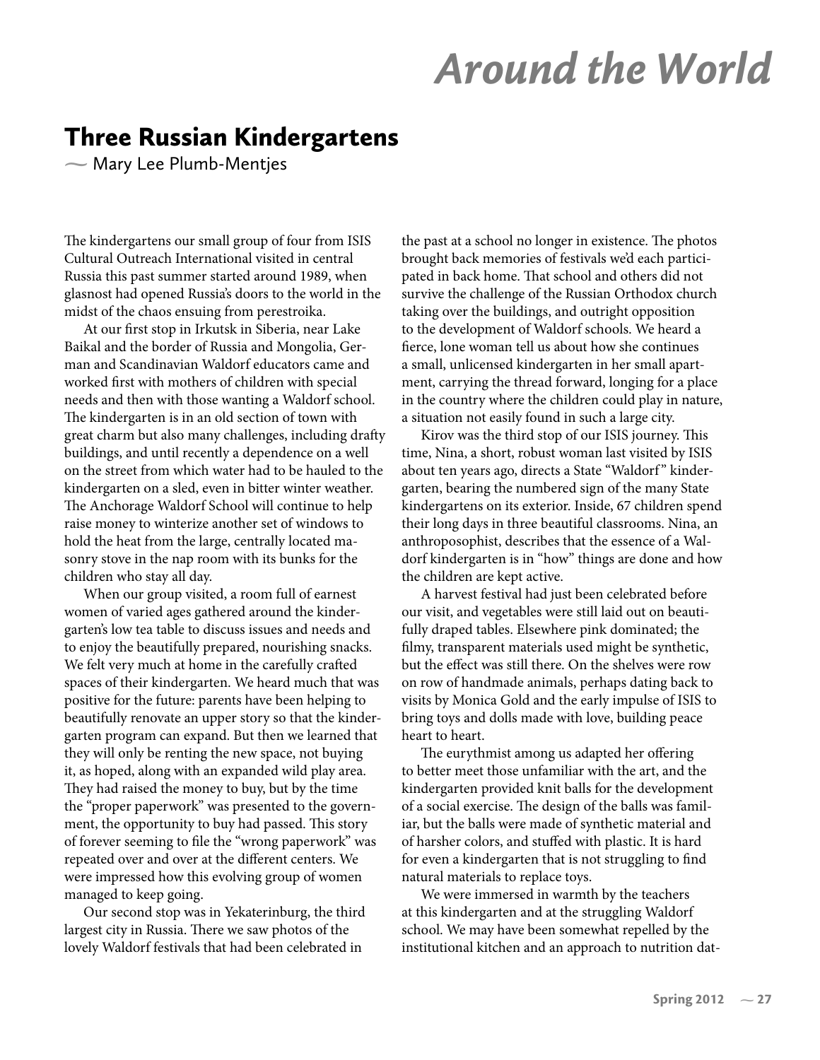# Around the World

## Three Russian Kindergartens

*~ Mary Lee Plumb-Mentjes*

The kindergartens our small group of four from ISIS Cultural Outreach International visited in central Russia this past summer started around 1989, when glasnost had opened Russia's doors to the world in the midst of the chaos ensuing from perestroika.

At our first stop in Irkutsk in Siberia, near Lake Baikal and the border of Russia and Mongolia, German and Scandinavian Waldorf educators came and worked first with mothers of children with special needs and then with those wanting a Waldorf school. The kindergarten is in an old section of town with great charm but also many challenges, including drafty buildings, and until recently a dependence on a well on the street from which water had to be hauled to the kindergarten on a sled, even in bitter winter weather. The Anchorage Waldorf School will continue to help raise money to winterize another set of windows to hold the heat from the large, centrally located masonry stove in the nap room with its bunks for the children who stay all day.

When our group visited, a room full of earnest women of varied ages gathered around the kindergarten's low tea table to discuss issues and needs and to enjoy the beautifully prepared, nourishing snacks. We felt very much at home in the carefully crafted spaces of their kindergarten. We heard much that was positive for the future: parents have been helping to beautifully renovate an upper story so that the kindergarten program can expand. But then we learned that they will only be renting the new space, not buying it, as hoped, along with an expanded wild play area. They had raised the money to buy, but by the time the "proper paperwork" was presented to the government, the opportunity to buy had passed. This story of forever seeming to file the "wrong paperwork" was repeated over and over at the different centers. We were impressed how this evolving group of women managed to keep going.

Our second stop was in Yekaterinburg, the third largest city in Russia. There we saw photos of the lovely Waldorf festivals that had been celebrated in the past at a school no longer in existence. The photos brought back memories of festivals we'd each participated in back home. That school and others did not survive the challenge of the Russian Orthodox church taking over the buildings, and outright opposition to the development of Waldorf schools. We heard a fierce, lone woman tell us about how she continues a small, unlicensed kindergarten in her small apartment, carrying the thread forward, longing for a place in the country where the children could play in nature, a situation not easily found in such a large city.

Kirov was the third stop of our ISIS journey. This time, Nina, a short, robust woman last visited by ISIS about ten years ago, directs a State "Waldorf" kindergarten, bearing the numbered sign of the many State kindergartens on its exterior. Inside, 67 children spend their long days in three beautiful classrooms. Nina, an anthroposophist, describes that the essence of a Waldorf kindergarten is in "how" things are done and how the children are kept active.

A harvest festival had just been celebrated before our visit, and vegetables were still laid out on beautifully draped tables. Elsewhere pink dominated; the filmy, transparent materials used might be synthetic, but the effect was still there. On the shelves were row on row of handmade animals, perhaps dating back to visits by Monica Gold and the early impulse of ISIS to bring toys and dolls made with love, building peace heart to heart.

The eurythmist among us adapted her offering to better meet those unfamiliar with the art, and the kindergarten provided knit balls for the development of a social exercise. The design of the balls was familiar, but the balls were made of synthetic material and of harsher colors, and stuffed with plastic. It is hard for even a kindergarten that is not struggling to find natural materials to replace toys.

We were immersed in warmth by the teachers at this kindergarten and at the struggling Waldorf school. We may have been somewhat repelled by the institutional kitchen and an approach to nutrition dat-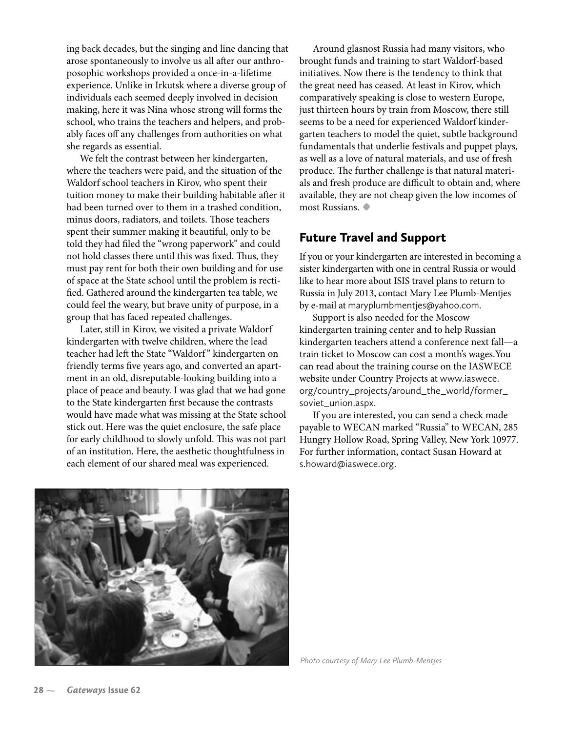ing back decades, but the singing and line dancing that arose spontaneously to involve us all after our anthroposophic workshops provided a once-in-a-lifetime experience. Unlike in Irkutsk where a diverse group of individuals each seemed deeply involved in decision making, here it was Nina whose strong will forms the school, who trains the teachers and helpers, and probably faces off any challenges from authorities on what she regards as essential.

We felt the contrast between her kindergarten, where the teachers were paid, and the situation of the Waldorf school teachers in Kirov, who spent their tuition money to make their building habitable after it had been turned over to them in a trashed condition, minus doors, radiators, and toilets. Those teachers spent their summer making it beautiful, only to be told they had filed the "wrong paperwork" and could not hold classes there until this was fixed. Thus, they must pay rent for both their own building and for use of space at the State school until the problem is rectified. Gathered around the kindergarten tea table, we could feel the weary, but brave unity of purpose, in a group that has faced repeated challenges.

Later, still in Kirov, we visited a private Waldorf kindergarten with twelve children, where the lead teacher had left the State "Waldorf" kindergarten on friendly terms five years ago, and converted an apartment in an old, disreputable-looking building into a place of peace and beauty. I was glad that we had gone to the State kindergarten first because the contrasts would have made what was missing at the State school stick out. Here was the quiet enclosure, the safe place for early childhood to slowly unfold. This was not part of an institution. Here, the aesthetic thoughtfulness in each element of our shared meal was experienced.

Around glasnost Russia had many visitors, who brought funds and training to start Waldorf-based initiatives. Now there is the tendency to think that the great need has ceased. At least in Kirov, which comparatively speaking is close to western Europe, just thirteen hours by train from Moscow, there still seems to be a need for experienced Waldorf kindergarten teachers to model the quiet, subtle background fundamentals that underlie festivals and puppet plays, as well as a love of natural materials, and use of fresh produce. The further challenge is that natural materials and fresh produce are difficult to obtain and, where available, they are not cheap given the low incomes of most Russians. ◆

## Future Travel and Support

If you or your kindergarten are interested in becoming a sister kindergarten with one in central Russia or would like to hear more about ISIS travel plans to return to Russia in July 2013, contact Mary Lee Plumb-Mentjes by e-mail at maryplumbmentjes@yahoo.com.

Support is also needed for the Moscow kindergarten training center and to help Russian kindergarten teachers attend a conference next fall—a train ticket to Moscow can cost a month's wages. You can read about the training course on the IASWECE website under Country Projects at www.iaswece.org/country_projects/around_the_world/former_soviet_union.aspx.

If you are interested, you can send a check made payable to WECAN marked "Russia" to WECAN, 285 Hungry Hollow Road, Spring Valley, New York 10977. For further information, contact Susan Howard at s.howard@iaswece.org.

*Photo courtesy of Mary Lee Plumb-Mentjes*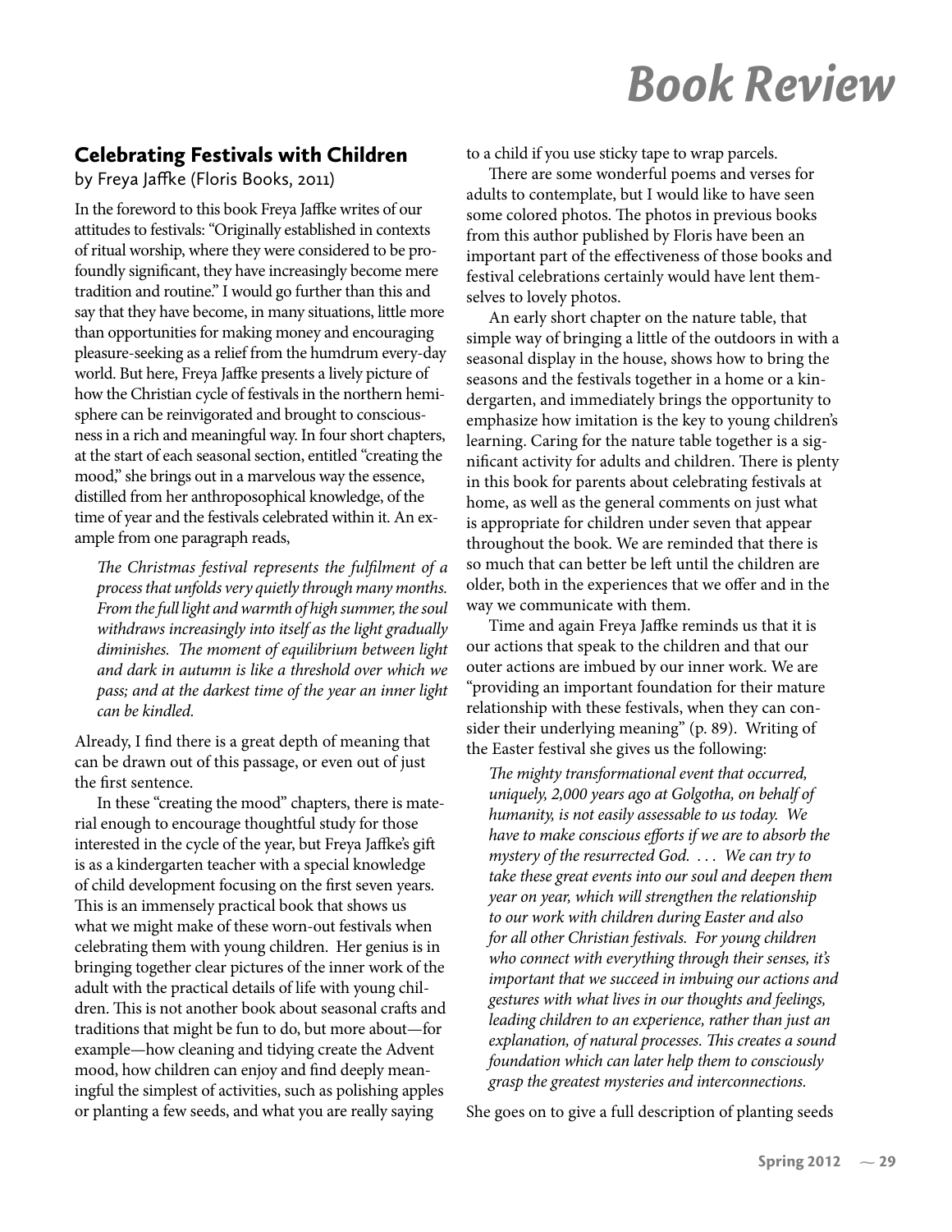# Book Review

## Celebrating Festivals with Children

by Freya Jaffke (Floris Books, 2011)

In the foreword to this book Freya Jaffke writes of our attitudes to festivals: "Originally established in contexts of ritual worship, where they were considered to be profoundly significant, they have increasingly become mere tradition and routine." I would go further than this and say that they have become, in many situations, little more than opportunities for making money and encouraging pleasure-seeking as a relief from the humdrum every-day world. But here, Freya Jaffke presents a lively picture of how the Christian cycle of festivals in the northern hemisphere can be reinvigorated and brought to consciousness in a rich and meaningful way. In four short chapters, at the start of each seasonal section, entitled "creating the mood," she brings out in a marvelous way the essence, distilled from her anthroposophical knowledge, of the time of year and the festivals celebrated within it. An example from one paragraph reads,

> *The Christmas festival represents the fulfilment of a process that unfolds very quietly through many months. From the full light and warmth of high summer, the soul withdraws increasingly into itself as the light gradually diminishes. The moment of equilibrium between light and dark in autumn is like a threshold over which we pass; and at the darkest time of the year an inner light can be kindled.*

Already, I find there is a great depth of meaning that can be drawn out of this passage, or even out of just the first sentence.

In these "creating the mood" chapters, there is material enough to encourage thoughtful study for those interested in the cycle of the year, but Freya Jaffke's gift is as a kindergarten teacher with a special knowledge of child development focusing on the first seven years. This is an immensely practical book that shows us what we might make of these worn-out festivals when celebrating them with young children. Her genius is in bringing together clear pictures of the inner work of the adult with the practical details of life with young children. This is not another book about seasonal crafts and traditions that might be fun to do, but more about—for example—how cleaning and tidying create the Advent mood, how children can enjoy and find deeply meaningful the simplest of activities, such as polishing apples or planting a few seeds, and what you are really saying to a child if you use sticky tape to wrap parcels.

There are some wonderful poems and verses for adults to contemplate, but I would like to have seen some colored photos. The photos in previous books from this author published by Floris have been an important part of the effectiveness of those books and festival celebrations certainly would have lent themselves to lovely photos.

An early short chapter on the nature table, that simple way of bringing a little of the outdoors in with a seasonal display in the house, shows how to bring the seasons and the festivals together in a home or a kindergarten, and immediately brings the opportunity to emphasize how imitation is the key to young children's learning. Caring for the nature table together is a significant activity for adults and children. There is plenty in this book for parents about celebrating festivals at home, as well as the general comments on just what is appropriate for children under seven that appear throughout the book. We are reminded that there is so much that can better be left until the children are older, both in the experiences that we offer and in the way we communicate with them.

Time and again Freya Jaffke reminds us that it is our actions that speak to the children and that our outer actions are imbued by our inner work. We are "providing an important foundation for their mature relationship with these festivals, when they can consider their underlying meaning" (p. 89). Writing of the Easter festival she gives us the following:

> *The mighty transformational event that occurred, uniquely, 2,000 years ago at Golgotha, on behalf of humanity, is not easily assessable to us today. We have to make conscious efforts if we are to absorb the mystery of the resurrected God. . . . We can try to take these great events into our soul and deepen them year on year, which will strengthen the relationship to our work with children during Easter and also for all other Christian festivals. For young children who connect with everything through their senses, it's important that we succeed in imbuing our actions and gestures with what lives in our thoughts and feelings, leading children to an experience, rather than just an explanation, of natural processes. This creates a sound foundation which can later help them to consciously grasp the greatest mysteries and interconnections.*

She goes on to give a full description of planting seeds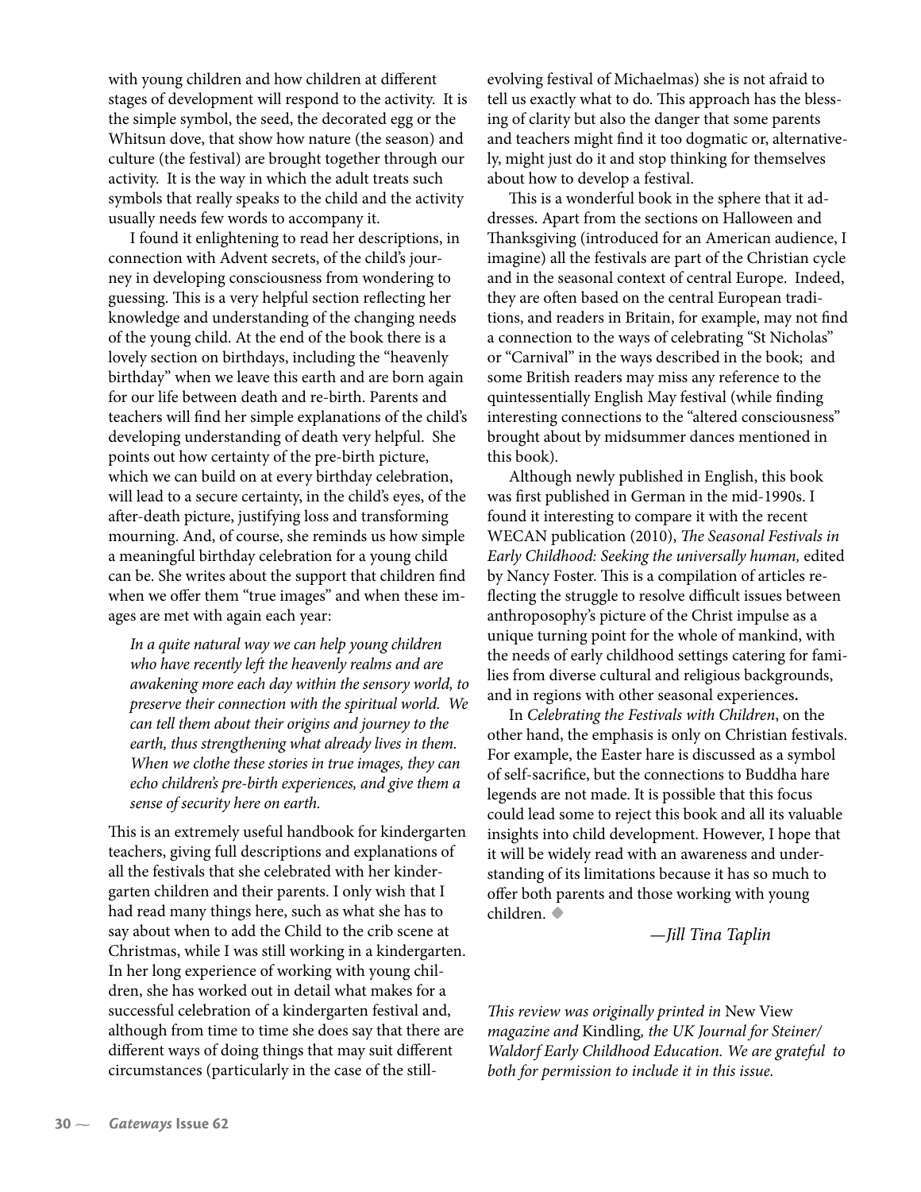with young children and how children at different stages of development will respond to the activity. It is the simple symbol, the seed, the decorated egg or the Whitsun dove, that show how nature (the season) and culture (the festival) are brought together through our activity. It is the way in which the adult treats such symbols that really speaks to the child and the activity usually needs few words to accompany it.

I found it enlightening to read her descriptions, in connection with Advent secrets, of the child's journey in developing consciousness from wondering to guessing. This is a very helpful section reflecting her knowledge and understanding of the changing needs of the young child. At the end of the book there is a lovely section on birthdays, including the "heavenly birthday" when we leave this earth and are born again for our life between death and re-birth. Parents and teachers will find her simple explanations of the child's developing understanding of death very helpful. She points out how certainty of the pre-birth picture, which we can build on at every birthday celebration, will lead to a secure certainty, in the child's eyes, of the after-death picture, justifying loss and transforming mourning. And, of course, she reminds us how simple a meaningful birthday celebration for a young child can be. She writes about the support that children find when we offer them "true images" and when these images are met with again each year:

> *In a quite natural way we can help young children who have recently left the heavenly realms and are awakening more each day within the sensory world, to preserve their connection with the spiritual world. We can tell them about their origins and journey to the earth, thus strengthening what already lives in them. When we clothe these stories in true images, they can echo children's pre-birth experiences, and give them a sense of security here on earth.*

This is an extremely useful handbook for kindergarten teachers, giving full descriptions and explanations of all the festivals that she celebrated with her kindergarten children and their parents. I only wish that I had read many things here, such as what she has to say about when to add the Child to the crib scene at Christmas, while I was still working in a kindergarten. In her long experience of working with young children, she has worked out in detail what makes for a successful celebration of a kindergarten festival and, although from time to time she does say that there are different ways of doing things that may suit different circumstances (particularly in the case of the still-evolving festival of Michaelmas) she is not afraid to tell us exactly what to do. This approach has the blessing of clarity but also the danger that some parents and teachers might find it too dogmatic or, alternatively, might just do it and stop thinking for themselves about how to develop a festival.

This is a wonderful book in the sphere that it addresses. Apart from the sections on Halloween and Thanksgiving (introduced for an American audience, I imagine) all the festivals are part of the Christian cycle and in the seasonal context of central Europe. Indeed, they are often based on the central European traditions, and readers in Britain, for example, may not find a connection to the ways of celebrating "St Nicholas" or "Carnival" in the ways described in the book; and some British readers may miss any reference to the quintessentially English May festival (while finding interesting connections to the "altered consciousness" brought about by midsummer dances mentioned in this book).

Although newly published in English, this book was first published in German in the mid-1990s. I found it interesting to compare it with the recent WECAN publication (2010), *The Seasonal Festivals in Early Childhood: Seeking the universally human,* edited by Nancy Foster. This is a compilation of articles reflecting the struggle to resolve difficult issues between anthroposophy's picture of the Christ impulse as a unique turning point for the whole of mankind, with the needs of early childhood settings catering for families from diverse cultural and religious backgrounds, and in regions with other seasonal experiences.

In *Celebrating the Festivals with Children*, on the other hand, the emphasis is only on Christian festivals. For example, the Easter hare is discussed as a symbol of self-sacrifice, but the connections to Buddha hare legends are not made. It is possible that this focus could lead some to reject this book and all its valuable insights into child development. However, I hope that it will be widely read with an awareness and understanding of its limitations because it has so much to offer both parents and those working with young children. ◆

*—Jill Tina Taplin*

*This review was originally printed in* New View *magazine and* Kindling*, the UK Journal for Steiner/Waldorf Early Childhood Education. We are grateful to both for permission to include it in this issue.*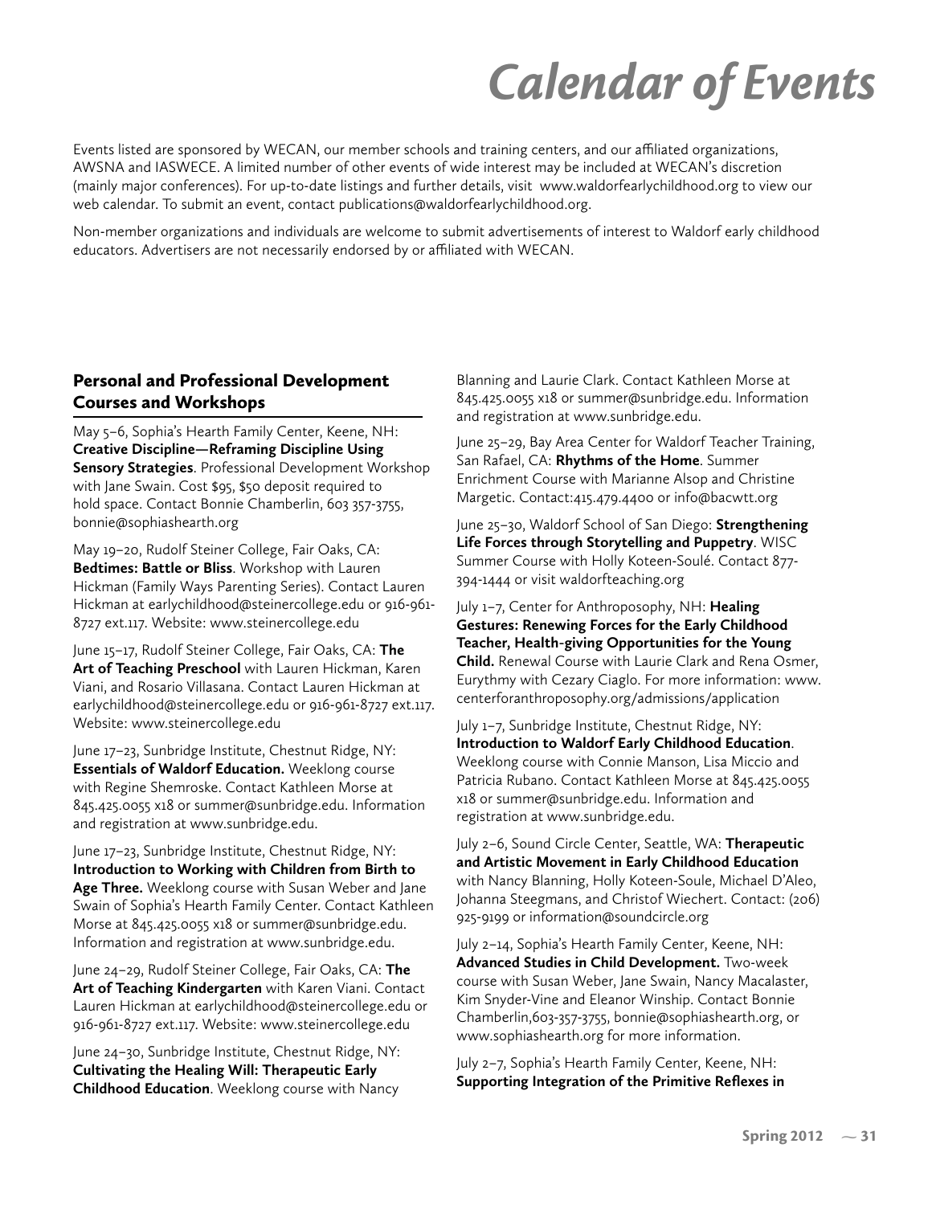# Calendar of Events

Events listed are sponsored by WECAN, our member schools and training centers, and our affiliated organizations, AWSNA and IASWECE. A limited number of other events of wide interest may be included at WECAN's discretion (mainly major conferences). For up-to-date listings and further details, visit www.waldorfearlychildhood.org to view our web calendar. To submit an event, contact publications@waldorfearlychildhood.org.

Non-member organizations and individuals are welcome to submit advertisements of interest to Waldorf early childhood educators. Advertisers are not necessarily endorsed by or affiliated with WECAN.

## Personal and Professional Development Courses and Workshops

May 5–6, Sophia's Hearth Family Center, Keene, NH: **Creative Discipline—Reframing Discipline Using Sensory Strategies**. Professional Development Workshop with Jane Swain. Cost $95, $50 deposit required to hold space. Contact Bonnie Chamberlin, 603 357-3755, bonnie@sophiashearth.org

May 19–20, Rudolf Steiner College, Fair Oaks, CA: **Bedtimes: Battle or Bliss**. Workshop with Lauren Hickman (Family Ways Parenting Series). Contact Lauren Hickman at earlychildhood@steinercollege.edu or 916-961-8727 ext.117. Website: www.steinercollege.edu

June 15–17, Rudolf Steiner College, Fair Oaks, CA: **The Art of Teaching Preschool** with Lauren Hickman, Karen Viani, and Rosario Villasana. Contact Lauren Hickman at earlychildhood@steinercollege.edu or 916-961-8727 ext.117. Website: www.steinercollege.edu

June 17–23, Sunbridge Institute, Chestnut Ridge, NY: **Essentials of Waldorf Education.** Weeklong course with Regine Shemroske. Contact Kathleen Morse at 845.425.0055 x18 or summer@sunbridge.edu. Information and registration at www.sunbridge.edu.

June 17–23, Sunbridge Institute, Chestnut Ridge, NY: **Introduction to Working with Children from Birth to Age Three.** Weeklong course with Susan Weber and Jane Swain of Sophia's Hearth Family Center. Contact Kathleen Morse at 845.425.0055 x18 or summer@sunbridge.edu. Information and registration at www.sunbridge.edu.

June 24–29, Rudolf Steiner College, Fair Oaks, CA: **The Art of Teaching Kindergarten** with Karen Viani. Contact Lauren Hickman at earlychildhood@steinercollege.edu or 916-961-8727 ext.117. Website: www.steinercollege.edu

June 24–30, Sunbridge Institute, Chestnut Ridge, NY: **Cultivating the Healing Will: Therapeutic Early Childhood Education**. Weeklong course with Nancy Blanning and Laurie Clark. Contact Kathleen Morse at 845.425.0055 x18 or summer@sunbridge.edu. Information and registration at www.sunbridge.edu.

June 25–29, Bay Area Center for Waldorf Teacher Training, San Rafael, CA: **Rhythms of the Home**. Summer Enrichment Course with Marianne Alsop and Christine Margetic. Contact:415.479.4400 or info@bacwtt.org

June 25–30, Waldorf School of San Diego: **Strengthening Life Forces through Storytelling and Puppetry**. WISC Summer Course with Holly Koteen-Soulé. Contact 877-394-1444 or visit waldorfteaching.org

July 1–7, Center for Anthroposophy, NH: **Healing Gestures: Renewing Forces for the Early Childhood Teacher, Health-giving Opportunities for the Young Child.** Renewal Course with Laurie Clark and Rena Osmer, Eurythmy with Cezary Ciaglo. For more information: www.centerforanthroposophy.org/admissions/application

July 1–7, Sunbridge Institute, Chestnut Ridge, NY: **Introduction to Waldorf Early Childhood Education**. Weeklong course with Connie Manson, Lisa Miccio and Patricia Rubano. Contact Kathleen Morse at 845.425.0055 x18 or summer@sunbridge.edu. Information and registration at www.sunbridge.edu.

July 2–6, Sound Circle Center, Seattle, WA: **Therapeutic and Artistic Movement in Early Childhood Education** with Nancy Blanning, Holly Koteen-Soule, Michael D'Aleo, Johanna Steegmans, and Christof Wiechert. Contact: (206) 925-9199 or information@soundcircle.org

July 2–14, Sophia's Hearth Family Center, Keene, NH: **Advanced Studies in Child Development.** Two-week course with Susan Weber, Jane Swain, Nancy Macalaster, Kim Snyder-Vine and Eleanor Winship. Contact Bonnie Chamberlin,603-357-3755, bonnie@sophiashearth.org, or www.sophiashearth.org for more information.

July 2–7, Sophia's Hearth Family Center, Keene, NH: **Supporting Integration of the Primitive Reflexes in**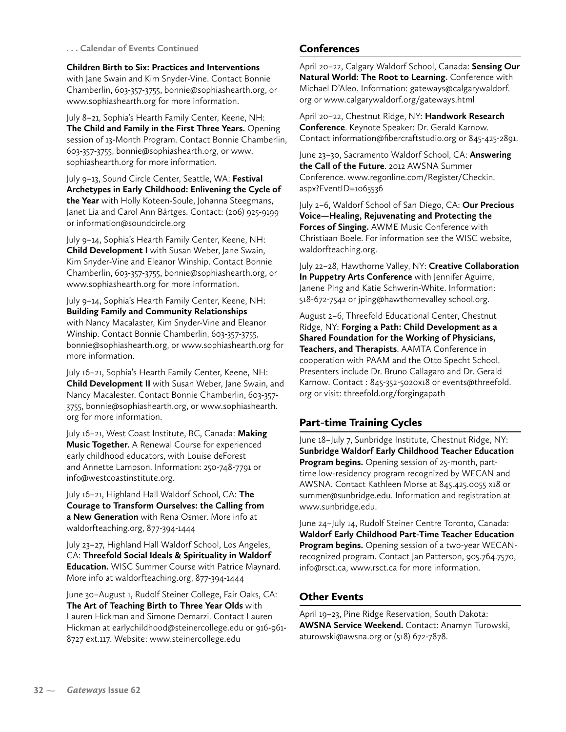. . . Calendar of Events Continued

**Children Birth to Six: Practices and Interventions** with Jane Swain and Kim Snyder-Vine. Contact Bonnie Chamberlin, 603-357-3755, bonnie@sophiashearth.org, or www.sophiashearth.org for more information.

July 8–21, Sophia's Hearth Family Center, Keene, NH: **The Child and Family in the First Three Years.** Opening session of 13-Month Program. Contact Bonnie Chamberlin, 603-357-3755, bonnie@sophiashearth.org, or www.sophiashearth.org for more information.

July 9–13, Sound Circle Center, Seattle, WA: **Festival Archetypes in Early Childhood: Enlivening the Cycle of the Year** with Holly Koteen-Soule, Johanna Steegmans, Janet Lia and Carol Ann Bärtges. Contact: (206) 925-9199 or information@soundcircle.org

July 9–14, Sophia's Hearth Family Center, Keene, NH: **Child Development I** with Susan Weber, Jane Swain, Kim Snyder-Vine and Eleanor Winship. Contact Bonnie Chamberlin, 603-357-3755, bonnie@sophiashearth.org, or www.sophiashearth.org for more information.

July 9–14, Sophia's Hearth Family Center, Keene, NH: **Building Family and Community Relationships** with Nancy Macalaster, Kim Snyder-Vine and Eleanor Winship. Contact Bonnie Chamberlin, 603-357-3755, bonnie@sophiashearth.org, or www.sophiashearth.org for more information.

July 16–21, Sophia's Hearth Family Center, Keene, NH: **Child Development II** with Susan Weber, Jane Swain, and Nancy Macalester. Contact Bonnie Chamberlin, 603-357-3755, bonnie@sophiashearth.org, or www.sophiashearth.org for more information.

July 16–21, West Coast Institute, BC, Canada: **Making Music Together.** A Renewal Course for experienced early childhood educators, with Louise deForest and Annette Lampson. Information: 250-748-7791 or info@westcoastinstitute.org.

July 16–21, Highland Hall Waldorf School, CA: **The Courage to Transform Ourselves: the Calling from a New Generation** with Rena Osmer. More info at waldorfteaching.org, 877-394-1444

July 23–27, Highland Hall Waldorf School, Los Angeles, CA: **Threefold Social Ideals & Spirituality in Waldorf Education.** WISC Summer Course with Patrice Maynard. More info at waldorfteaching.org, 877-394-1444

June 30–August 1, Rudolf Steiner College, Fair Oaks, CA: **The Art of Teaching Birth to Three Year Olds** with Lauren Hickman and Simone Demarzi. Contact Lauren Hickman at earlychildhood@steinercollege.edu or 916-961-8727 ext.117. Website: www.steinercollege.edu

## Conferences

April 20–22, Calgary Waldorf School, Canada: **Sensing Our Natural World: The Root to Learning.** Conference with Michael D'Aleo. Information: gateways@calgarywaldorf.org or www.calgarywaldorf.org/gateways.html

April 20–22, Chestnut Ridge, NY: **Handwork Research Conference**. Keynote Speaker: Dr. Gerald Karnow. Contact information@fibercraftstudio.org or 845-425-2891.

June 23–30, Sacramento Waldorf School, CA: **Answering the Call of the Future**. 2012 AWSNA Summer Conference. www.regonline.com/Register/Checkin.aspx?EventID=1065536

July 2–6, Waldorf School of San Diego, CA: **Our Precious Voice—Healing, Rejuvenating and Protecting the Forces of Singing.** AWME Music Conference with Christiaan Boele. For information see the WISC website, waldorfteaching.org.

July 22–28, Hawthorne Valley, NY: **Creative Collaboration In Puppetry Arts Conference** with Jennifer Aguirre, Janene Ping and Katie Schwerin-White. Information: 518-672-7542 or jping@hawthornevalley school.org.

August 2–6, Threefold Educational Center, Chestnut Ridge, NY: **Forging a Path: Child Development as a Shared Foundation for the Working of Physicians, Teachers, and Therapists**. AAMTA Conference in cooperation with PAAM and the Otto Specht School. Presenters include Dr. Bruno Callagaro and Dr. Gerald Karnow. Contact : 845-352-5020x18 or events@threefold.org or visit: threefold.org/forgingapath

## Part-time Training Cycles

June 18–July 7, Sunbridge Institute, Chestnut Ridge, NY: **Sunbridge Waldorf Early Childhood Teacher Education Program begins.** Opening session of 25-month, part-time low-residency program recognized by WECAN and AWSNA. Contact Kathleen Morse at 845.425.0055 x18 or summer@sunbridge.edu. Information and registration at www.sunbridge.edu.

June 24–July 14, Rudolf Steiner Centre Toronto, Canada: **Waldorf Early Childhood Part-Time Teacher Education Program begins.** Opening session of a two-year WECAN-recognized program. Contact Jan Patterson, 905.764.7570, info@rsct.ca, www.rsct.ca for more information.

## Other Events

April 19–23, Pine Ridge Reservation, South Dakota: **AWSNA Service Weekend.** Contact: Anamyn Turowski, aturowski@awsna.org or (518) 672-7878.